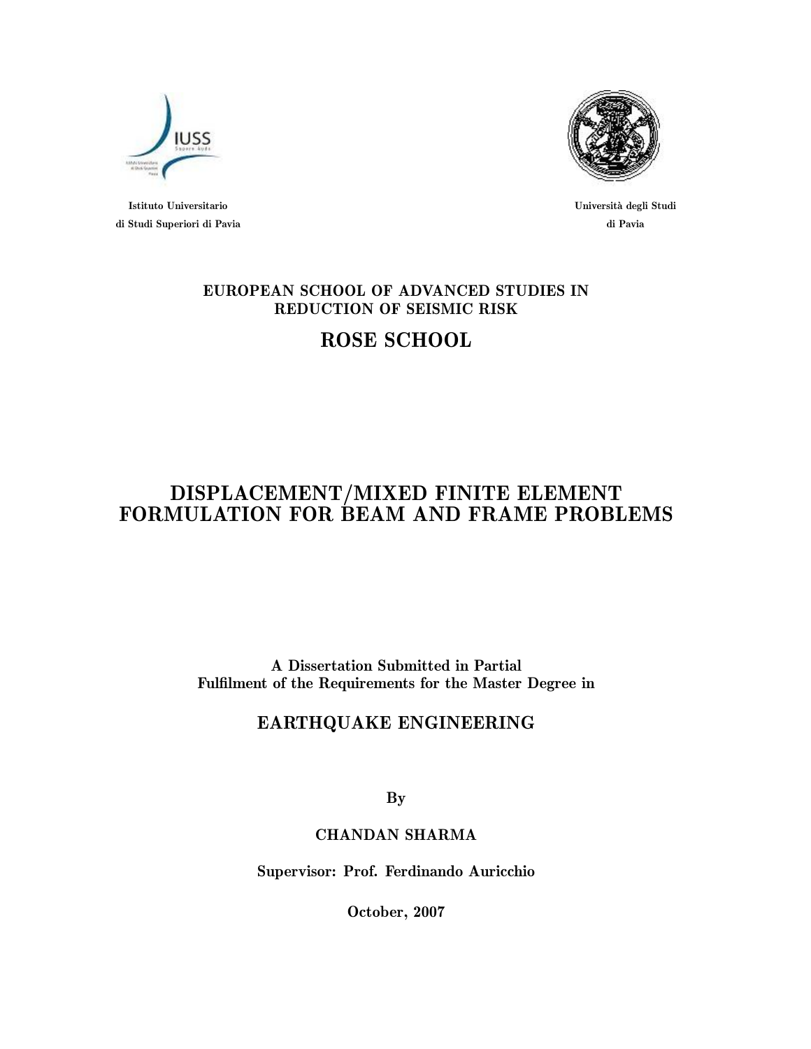Istituto Universitario
di Studi Superiori di Pavia

Università degli Studi
di Pavia

**EUROPEAN SCHOOL OF ADVANCED STUDIES IN REDUCTION OF SEISMIC RISK**

## ROSE SCHOOL

# DISPLACEMENT/MIXED FINITE ELEMENT FORMULATION FOR BEAM AND FRAME PROBLEMS

**A Dissertation Submitted in Partial Fulfilment of the Requirements for the Master Degree in**

## EARTHQUAKE ENGINEERING

**By**

**CHANDAN SHARMA**

**Supervisor: Prof. Ferdinando Auricchio**

**October, 2007**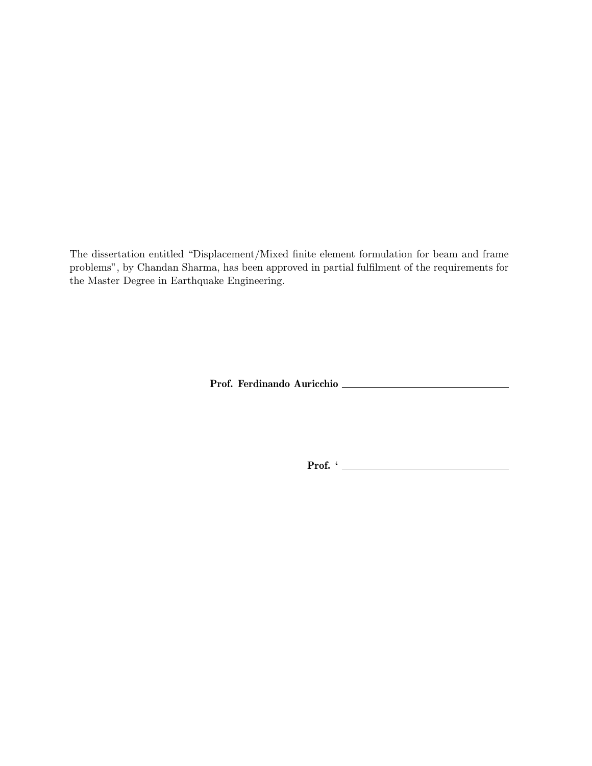The dissertation entitled "Displacement/Mixed finite element formulation for beam and frame problems", by Chandan Sharma, has been approved in partial fulfilment of the requirements for the Master Degree in Earthquake Engineering.

**Prof. Ferdinando Auricchio** ______________________________

**Prof. '** ______________________________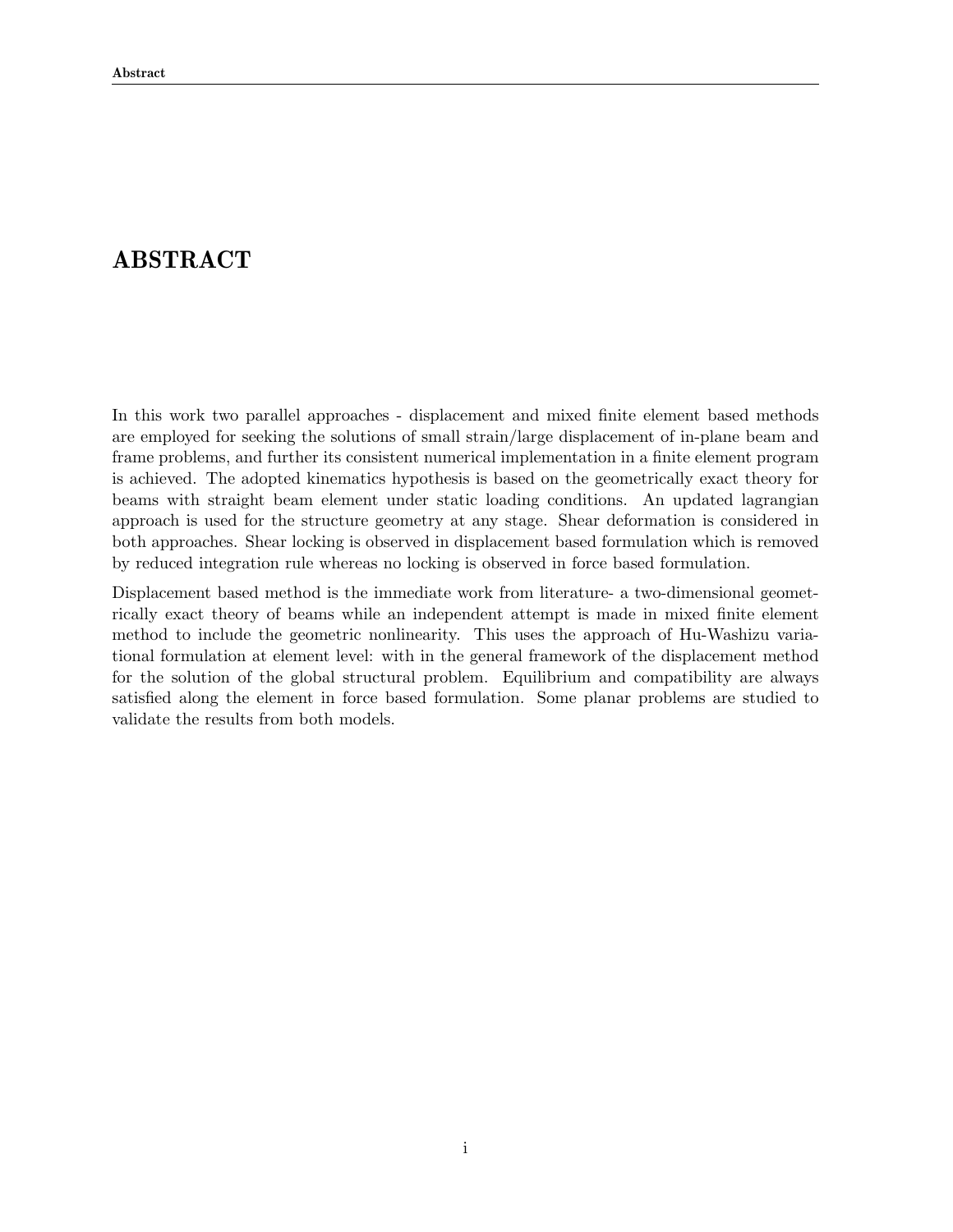# ABSTRACT

In this work two parallel approaches - displacement and mixed finite element based methods are employed for seeking the solutions of small strain/large displacement of in-plane beam and frame problems, and further its consistent numerical implementation in a finite element program is achieved. The adopted kinematics hypothesis is based on the geometrically exact theory for beams with straight beam element under static loading conditions. An updated lagrangian approach is used for the structure geometry at any stage. Shear deformation is considered in both approaches. Shear locking is observed in displacement based formulation which is removed by reduced integration rule whereas no locking is observed in force based formulation.

Displacement based method is the immediate work from literature- a two-dimensional geometrically exact theory of beams while an independent attempt is made in mixed finite element method to include the geometric nonlinearity. This uses the approach of Hu-Washizu variational formulation at element level: with in the general framework of the displacement method for the solution of the global structural problem. Equilibrium and compatibility are always satisfied along the element in force based formulation. Some planar problems are studied to validate the results from both models.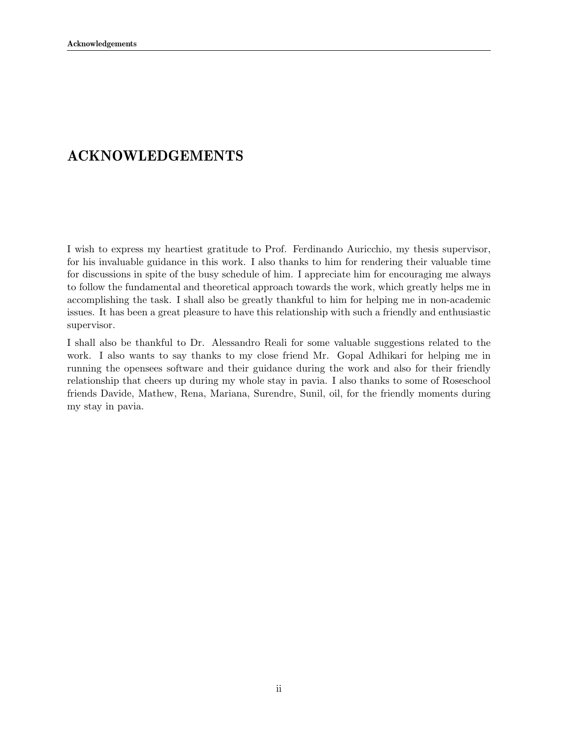# ACKNOWLEDGEMENTS

I wish to express my heartiest gratitude to Prof. Ferdinando Auricchio, my thesis supervisor, for his invaluable guidance in this work. I also thanks to him for rendering their valuable time for discussions in spite of the busy schedule of him. I appreciate him for encouraging me always to follow the fundamental and theoretical approach towards the work, which greatly helps me in accomplishing the task. I shall also be greatly thankful to him for helping me in non-academic issues. It has been a great pleasure to have this relationship with such a friendly and enthusiastic supervisor.

I shall also be thankful to Dr. Alessandro Reali for some valuable suggestions related to the work. I also wants to say thanks to my close friend Mr. Gopal Adhikari for helping me in running the opensees software and their guidance during the work and also for their friendly relationship that cheers up during my whole stay in pavia. I also thanks to some of Roseschool friends Davide, Mathew, Rena, Mariana, Surendre, Sunil, oil, for the friendly moments during my stay in pavia.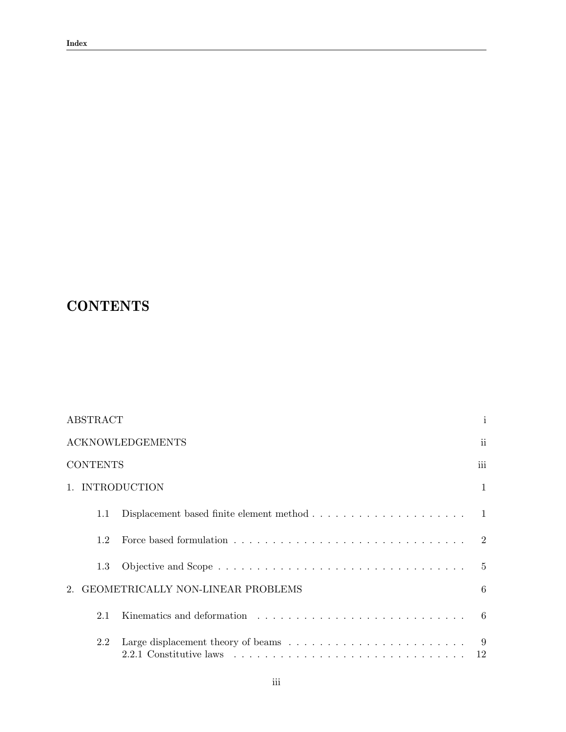# CONTENTS

ABSTRACT i

ACKNOWLEDGEMENTS ii

CONTENTS iii

1. INTRODUCTION 1

   1.1 Displacement based finite element method . . . . . . . . . . . . . . . . . . . . 1

   1.2 Force based formulation . . . . . . . . . . . . . . . . . . . . . . . . . . . . . . . 2

   1.3 Objective and Scope . . . . . . . . . . . . . . . . . . . . . . . . . . . . . . . . . 5

2. GEOMETRICALLY NON-LINEAR PROBLEMS 6

   2.1 Kinematics and deformation . . . . . . . . . . . . . . . . . . . . . . . . . . . . 6

   2.2 Large displacement theory of beams . . . . . . . . . . . . . . . . . . . . . . . 9
   2.2.1 Constitutive laws . . . . . . . . . . . . . . . . . . . . . . . . . . . . . . . . 12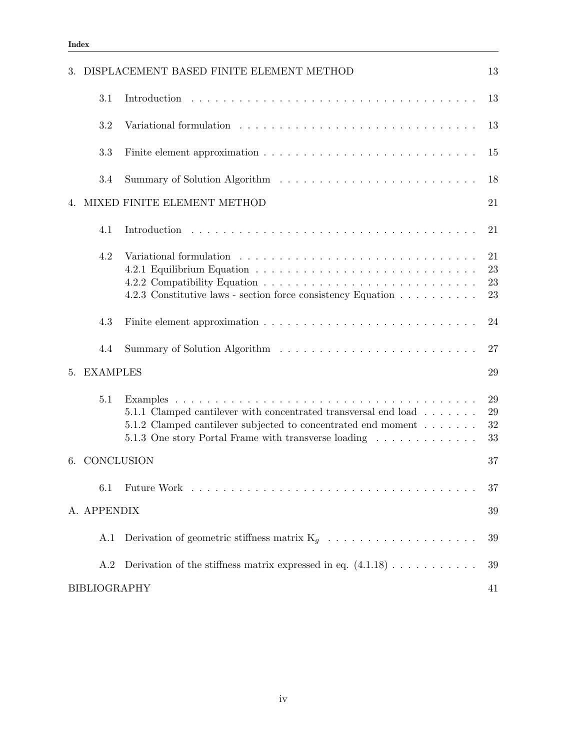3. DISPLACEMENT BASED FINITE ELEMENT METHOD 13

- 3.1 Introduction . . . . . 13
- 3.2 Variational formulation . . . . . 13
- 3.3 Finite element approximation . . . . . 15
- 3.4 Summary of Solution Algorithm . . . . . 18

4. MIXED FINITE ELEMENT METHOD 21

- 4.1 Introduction . . . . . 21
- 4.2 Variational formulation . . . . . 21
  - 4.2.1 Equilibrium Equation . . . . . 23
  - 4.2.2 Compatibility Equation . . . . . 23
  - 4.2.3 Constitutive laws - section force consistency Equation . . . . . 23
- 4.3 Finite element approximation . . . . . 24
- 4.4 Summary of Solution Algorithm . . . . . 27

5. EXAMPLES 29

- 5.1 Examples . . . . . 29
  - 5.1.1 Clamped cantilever with concentrated transversal end load . . . . . 29
  - 5.1.2 Clamped cantilever subjected to concentrated end moment . . . . . 32
  - 5.1.3 One story Portal Frame with transverse loading . . . . . 33

6. CONCLUSION 37

- 6.1 Future Work . . . . . 37

A. APPENDIX 39

- A.1 Derivation of geometric stiffness matrix $K_g$ . . . . . 39
- A.2 Derivation of the stiffness matrix expressed in eq. (4.1.18) . . . . . 39

BIBLIOGRAPHY 41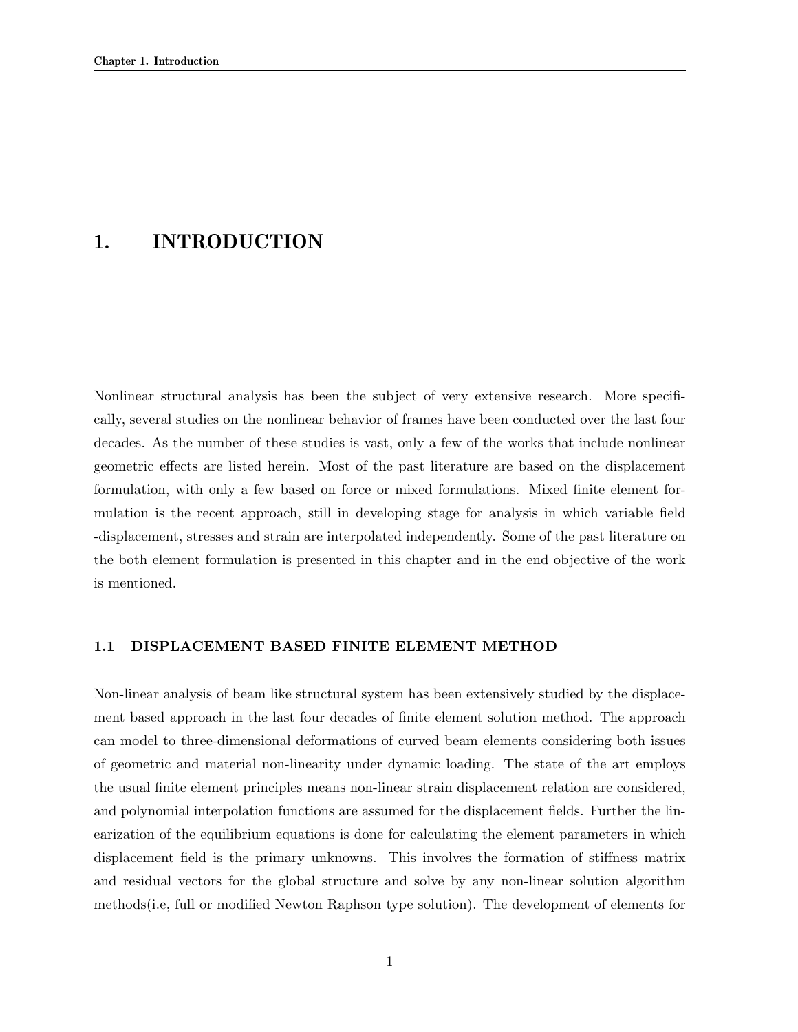# 1. INTRODUCTION

Nonlinear structural analysis has been the subject of very extensive research. More specifically, several studies on the nonlinear behavior of frames have been conducted over the last four decades. As the number of these studies is vast, only a few of the works that include nonlinear geometric effects are listed herein. Most of the past literature are based on the displacement formulation, with only a few based on force or mixed formulations. Mixed finite element formulation is the recent approach, still in developing stage for analysis in which variable field -displacement, stresses and strain are interpolated independently. Some of the past literature on the both element formulation is presented in this chapter and in the end objective of the work is mentioned.

## 1.1 DISPLACEMENT BASED FINITE ELEMENT METHOD

Non-linear analysis of beam like structural system has been extensively studied by the displacement based approach in the last four decades of finite element solution method. The approach can model to three-dimensional deformations of curved beam elements considering both issues of geometric and material non-linearity under dynamic loading. The state of the art employs the usual finite element principles means non-linear strain displacement relation are considered, and polynomial interpolation functions are assumed for the displacement fields. Further the linearization of the equilibrium equations is done for calculating the element parameters in which displacement field is the primary unknowns. This involves the formation of stiffness matrix and residual vectors for the global structure and solve by any non-linear solution algorithm methods(i.e, full or modified Newton Raphson type solution). The development of elements for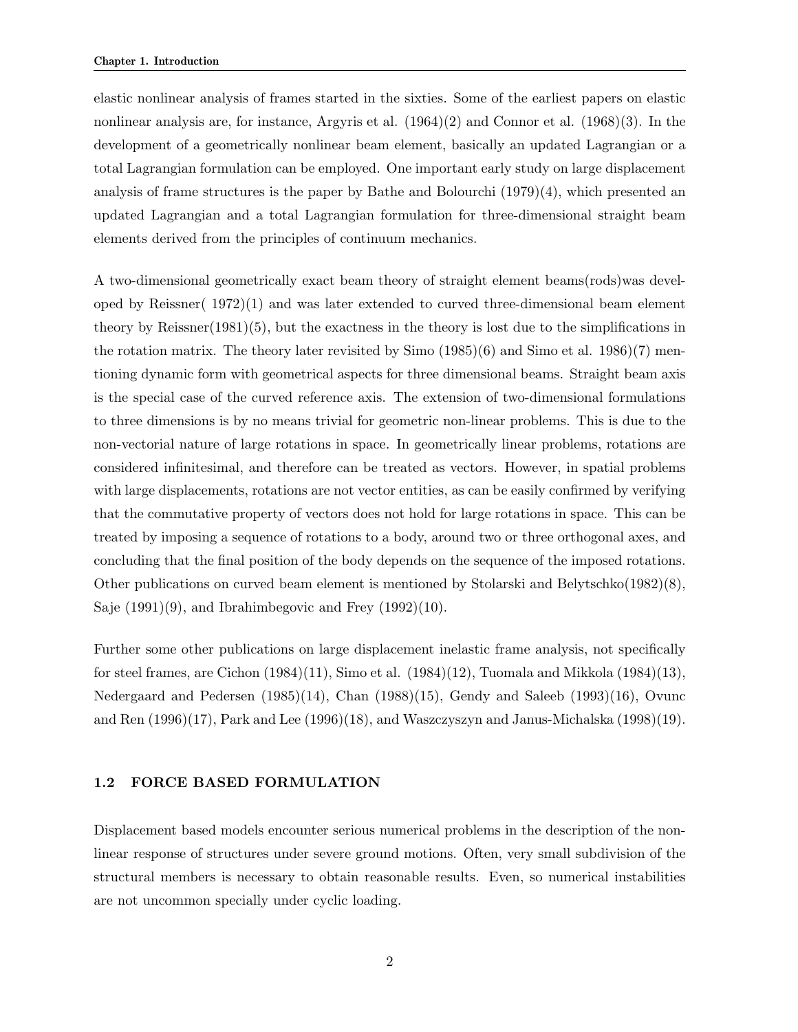elastic nonlinear analysis of frames started in the sixties. Some of the earliest papers on elastic nonlinear analysis are, for instance, Argyris et al. (1964)(2) and Connor et al. (1968)(3). In the development of a geometrically nonlinear beam element, basically an updated Lagrangian or a total Lagrangian formulation can be employed. One important early study on large displacement analysis of frame structures is the paper by Bathe and Bolourchi (1979)(4), which presented an updated Lagrangian and a total Lagrangian formulation for three-dimensional straight beam elements derived from the principles of continuum mechanics.

A two-dimensional geometrically exact beam theory of straight element beams(rods)was developed by Reissner( 1972)(1) and was later extended to curved three-dimensional beam element theory by Reissner(1981)(5), but the exactness in the theory is lost due to the simplifications in the rotation matrix. The theory later revisited by Simo (1985)(6) and Simo et al. 1986)(7) mentioning dynamic form with geometrical aspects for three dimensional beams. Straight beam axis is the special case of the curved reference axis. The extension of two-dimensional formulations to three dimensions is by no means trivial for geometric non-linear problems. This is due to the non-vectorial nature of large rotations in space. In geometrically linear problems, rotations are considered infinitesimal, and therefore can be treated as vectors. However, in spatial problems with large displacements, rotations are not vector entities, as can be easily confirmed by verifying that the commutative property of vectors does not hold for large rotations in space. This can be treated by imposing a sequence of rotations to a body, around two or three orthogonal axes, and concluding that the final position of the body depends on the sequence of the imposed rotations. Other publications on curved beam element is mentioned by Stolarski and Belytschko(1982)(8), Saje (1991)(9), and Ibrahimbegovic and Frey (1992)(10).

Further some other publications on large displacement inelastic frame analysis, not specifically for steel frames, are Cichon (1984)(11), Simo et al. (1984)(12), Tuomala and Mikkola (1984)(13), Nedergaard and Pedersen (1985)(14), Chan (1988)(15), Gendy and Saleeb (1993)(16), Ovunc and Ren (1996)(17), Park and Lee (1996)(18), and Waszczyszyn and Janus-Michalska (1998)(19).

## 1.2 FORCE BASED FORMULATION

Displacement based models encounter serious numerical problems in the description of the nonlinear response of structures under severe ground motions. Often, very small subdivision of the structural members is necessary to obtain reasonable results. Even, so numerical instabilities are not uncommon specially under cyclic loading.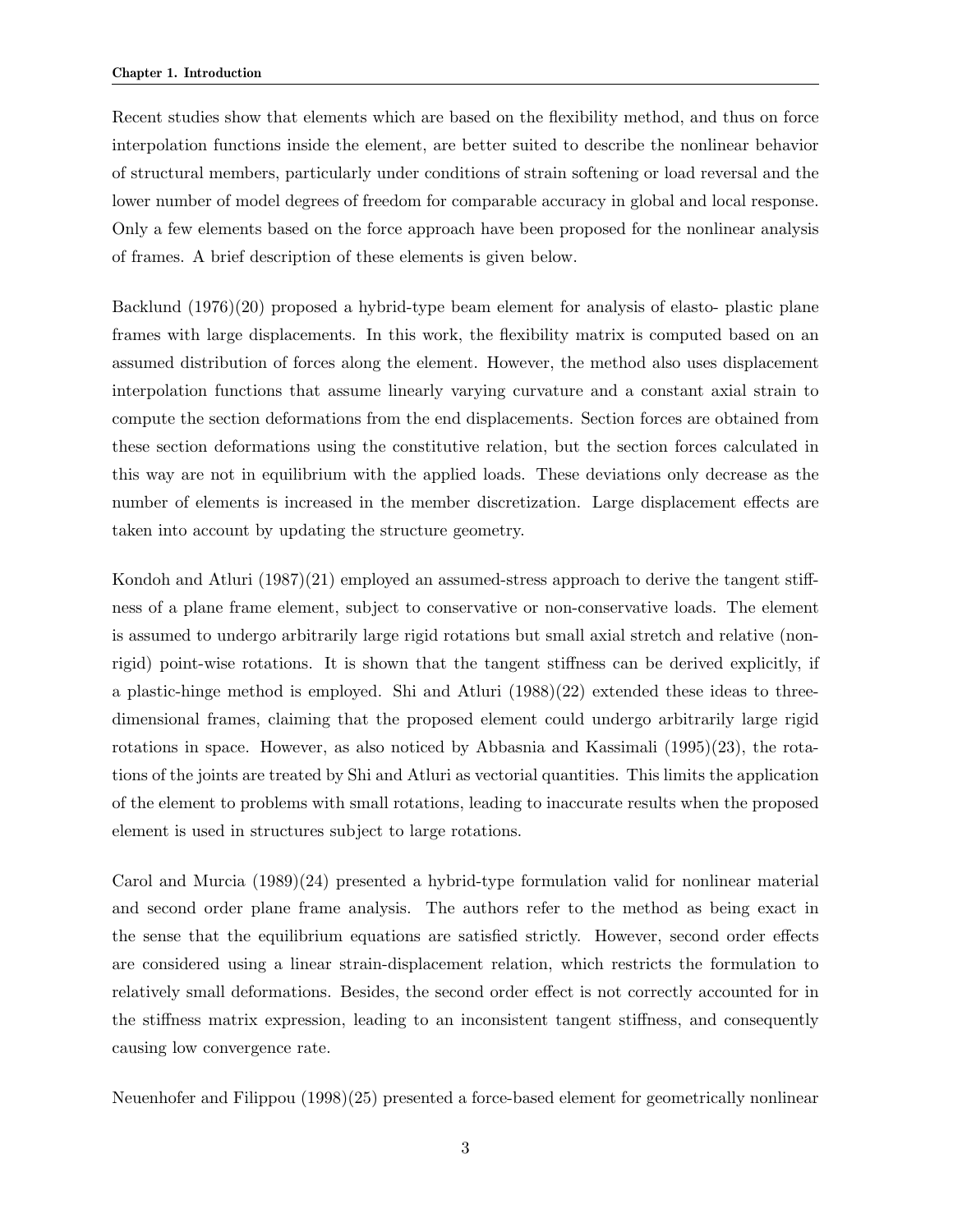Recent studies show that elements which are based on the flexibility method, and thus on force interpolation functions inside the element, are better suited to describe the nonlinear behavior of structural members, particularly under conditions of strain softening or load reversal and the lower number of model degrees of freedom for comparable accuracy in global and local response. Only a few elements based on the force approach have been proposed for the nonlinear analysis of frames. A brief description of these elements is given below.

Backlund (1976)(20) proposed a hybrid-type beam element for analysis of elasto- plastic plane frames with large displacements. In this work, the flexibility matrix is computed based on an assumed distribution of forces along the element. However, the method also uses displacement interpolation functions that assume linearly varying curvature and a constant axial strain to compute the section deformations from the end displacements. Section forces are obtained from these section deformations using the constitutive relation, but the section forces calculated in this way are not in equilibrium with the applied loads. These deviations only decrease as the number of elements is increased in the member discretization. Large displacement effects are taken into account by updating the structure geometry.

Kondoh and Atluri (1987)(21) employed an assumed-stress approach to derive the tangent stiffness of a plane frame element, subject to conservative or non-conservative loads. The element is assumed to undergo arbitrarily large rigid rotations but small axial stretch and relative (non-rigid) point-wise rotations. It is shown that the tangent stiffness can be derived explicitly, if a plastic-hinge method is employed. Shi and Atluri (1988)(22) extended these ideas to three-dimensional frames, claiming that the proposed element could undergo arbitrarily large rigid rotations in space. However, as also noticed by Abbasnia and Kassimali (1995)(23), the rotations of the joints are treated by Shi and Atluri as vectorial quantities. This limits the application of the element to problems with small rotations, leading to inaccurate results when the proposed element is used in structures subject to large rotations.

Carol and Murcia (1989)(24) presented a hybrid-type formulation valid for nonlinear material and second order plane frame analysis. The authors refer to the method as being exact in the sense that the equilibrium equations are satisfied strictly. However, second order effects are considered using a linear strain-displacement relation, which restricts the formulation to relatively small deformations. Besides, the second order effect is not correctly accounted for in the stiffness matrix expression, leading to an inconsistent tangent stiffness, and consequently causing low convergence rate.

Neuenhofer and Filippou (1998)(25) presented a force-based element for geometrically nonlinear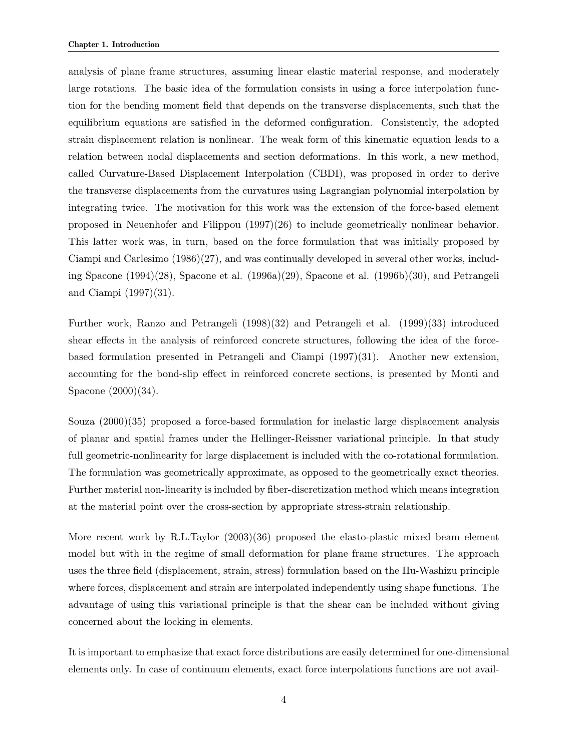analysis of plane frame structures, assuming linear elastic material response, and moderately large rotations. The basic idea of the formulation consists in using a force interpolation function for the bending moment field that depends on the transverse displacements, such that the equilibrium equations are satisfied in the deformed configuration. Consistently, the adopted strain displacement relation is nonlinear. The weak form of this kinematic equation leads to a relation between nodal displacements and section deformations. In this work, a new method, called Curvature-Based Displacement Interpolation (CBDI), was proposed in order to derive the transverse displacements from the curvatures using Lagrangian polynomial interpolation by integrating twice. The motivation for this work was the extension of the force-based element proposed in Neuenhofer and Filippou (1997)(26) to include geometrically nonlinear behavior. This latter work was, in turn, based on the force formulation that was initially proposed by Ciampi and Carlesimo (1986)(27), and was continually developed in several other works, including Spacone (1994)(28), Spacone et al. (1996a)(29), Spacone et al. (1996b)(30), and Petrangeli and Ciampi (1997)(31).

Further work, Ranzo and Petrangeli (1998)(32) and Petrangeli et al. (1999)(33) introduced shear effects in the analysis of reinforced concrete structures, following the idea of the force-based formulation presented in Petrangeli and Ciampi (1997)(31). Another new extension, accounting for the bond-slip effect in reinforced concrete sections, is presented by Monti and Spacone (2000)(34).

Souza (2000)(35) proposed a force-based formulation for inelastic large displacement analysis of planar and spatial frames under the Hellinger-Reissner variational principle. In that study full geometric-nonlinearity for large displacement is included with the co-rotational formulation. The formulation was geometrically approximate, as opposed to the geometrically exact theories. Further material non-linearity is included by fiber-discretization method which means integration at the material point over the cross-section by appropriate stress-strain relationship.

More recent work by R.L.Taylor (2003)(36) proposed the elasto-plastic mixed beam element model but with in the regime of small deformation for plane frame structures. The approach uses the three field (displacement, strain, stress) formulation based on the Hu-Washizu principle where forces, displacement and strain are interpolated independently using shape functions. The advantage of using this variational principle is that the shear can be included without giving concerned about the locking in elements.

It is important to emphasize that exact force distributions are easily determined for one-dimensional elements only. In case of continuum elements, exact force interpolations functions are not avail-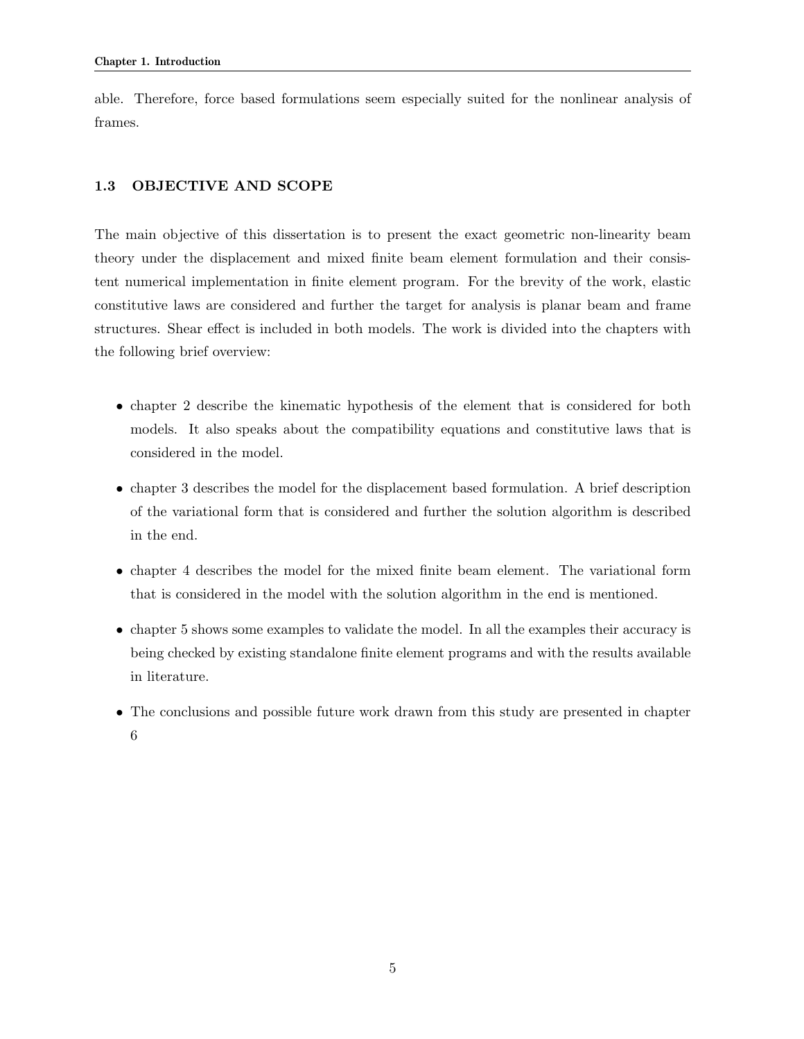able. Therefore, force based formulations seem especially suited for the nonlinear analysis of frames.

### 1.3 OBJECTIVE AND SCOPE

The main objective of this dissertation is to present the exact geometric non-linearity beam theory under the displacement and mixed finite beam element formulation and their consistent numerical implementation in finite element program. For the brevity of the work, elastic constitutive laws are considered and further the target for analysis is planar beam and frame structures. Shear effect is included in both models. The work is divided into the chapters with the following brief overview:

- chapter 2 describe the kinematic hypothesis of the element that is considered for both models. It also speaks about the compatibility equations and constitutive laws that is considered in the model.
- chapter 3 describes the model for the displacement based formulation. A brief description of the variational form that is considered and further the solution algorithm is described in the end.
- chapter 4 describes the model for the mixed finite beam element. The variational form that is considered in the model with the solution algorithm in the end is mentioned.
- chapter 5 shows some examples to validate the model. In all the examples their accuracy is being checked by existing standalone finite element programs and with the results available in literature.
- The conclusions and possible future work drawn from this study are presented in chapter 6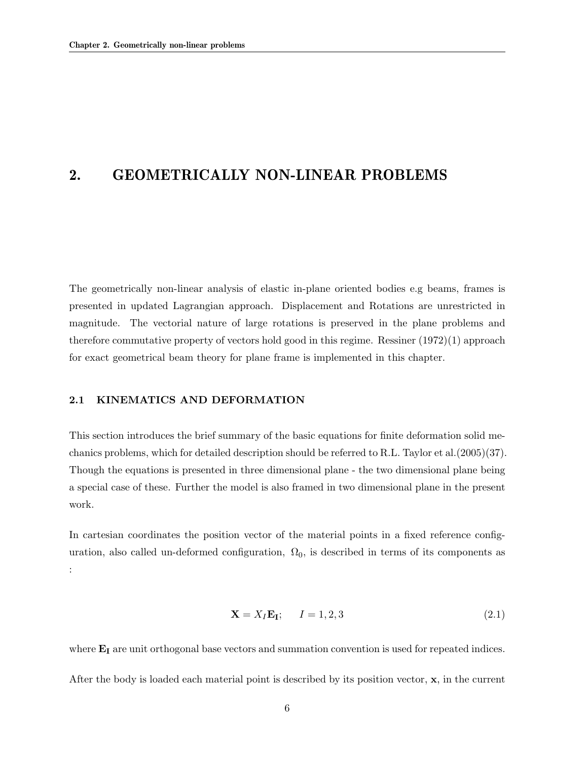# 2. GEOMETRICALLY NON-LINEAR PROBLEMS

The geometrically non-linear analysis of elastic in-plane oriented bodies e.g beams, frames is presented in updated Lagrangian approach. Displacement and Rotations are unrestricted in magnitude. The vectorial nature of large rotations is preserved in the plane problems and therefore commutative property of vectors hold good in this regime. Ressiner (1972)(1) approach for exact geometrical beam theory for plane frame is implemented in this chapter.

## 2.1 KINEMATICS AND DEFORMATION

This section introduces the brief summary of the basic equations for finite deformation solid mechanics problems, which for detailed description should be referred to R.L. Taylor et al.(2005)(37). Though the equations is presented in three dimensional plane - the two dimensional plane being a special case of these. Further the model is also framed in two dimensional plane in the present work.

In cartesian coordinates the position vector of the material points in a fixed reference configuration, also called un-deformed configuration, $\Omega_0$, is described in terms of its components as :

$$\mathbf{X} = X_I \mathbf{E_I}; \qquad I = 1, 2, 3 \tag{2.1}$$

where $\mathbf{E_I}$ are unit orthogonal base vectors and summation convention is used for repeated indices.

After the body is loaded each material point is described by its position vector, $\mathbf{x}$, in the current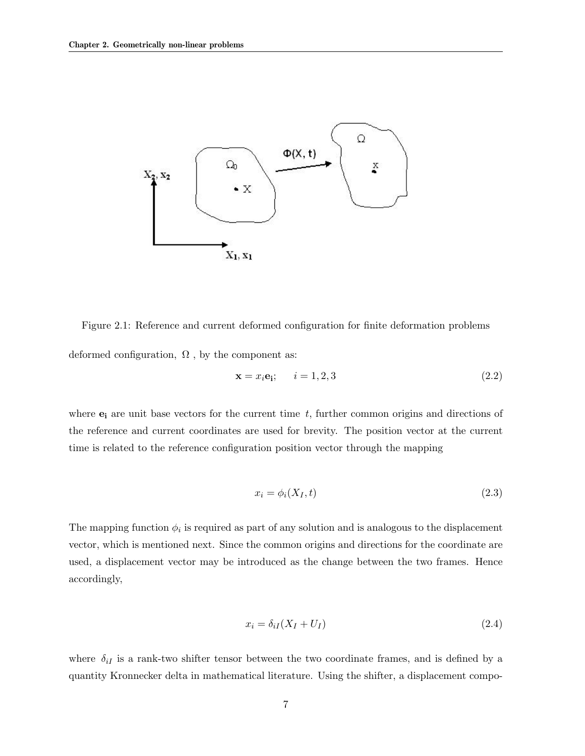Figure 2.1: Reference and current deformed configuration for finite deformation problems

deformed configuration, $\Omega$ , by the component as:

$$\mathbf{x} = x_i \mathbf{e_i}; \qquad i = 1, 2, 3 \tag{2.2}$$

where $\mathbf{e_i}$ are unit base vectors for the current time $t$, further common origins and directions of the reference and current coordinates are used for brevity. The position vector at the current time is related to the reference configuration position vector through the mapping

$$x_i = \phi_i(X_I, t) \tag{2.3}$$

The mapping function $\phi_i$ is required as part of any solution and is analogous to the displacement vector, which is mentioned next. Since the common origins and directions for the coordinate are used, a displacement vector may be introduced as the change between the two frames. Hence accordingly,

$$x_i = \delta_{iI}(X_I + U_I) \tag{2.4}$$

where $\delta_{iI}$ is a rank-two shifter tensor between the two coordinate frames, and is defined by a quantity Kronnecker delta in mathematical literature. Using the shifter, a displacement compo-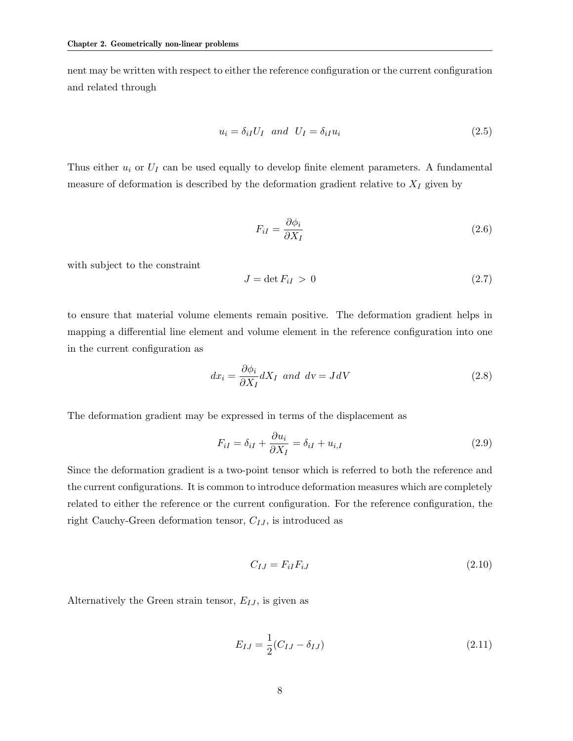nent may be written with respect to either the reference configuration or the current configuration and related through

$$u_i = \delta_{iI} U_I \;\; and \;\; U_I = \delta_{iI} u_i \tag{2.5}$$

Thus either $u_i$ or $U_I$ can be used equally to develop finite element parameters. A fundamental measure of deformation is described by the deformation gradient relative to $X_I$ given by

$$F_{iI} = \frac{\partial \phi_i}{\partial X_I} \tag{2.6}$$

with subject to the constraint

$$J = \det F_{iI} \; > \; 0 \tag{2.7}$$

to ensure that material volume elements remain positive. The deformation gradient helps in mapping a differential line element and volume element in the reference configuration into one in the current configuration as

$$dx_i = \frac{\partial \phi_i}{\partial X_I} dX_I \;\; and \;\; dv = J dV \tag{2.8}$$

The deformation gradient may be expressed in terms of the displacement as

$$F_{iI} = \delta_{iI} + \frac{\partial u_i}{\partial X_I} = \delta_{iI} + u_{i,I} \tag{2.9}$$

Since the deformation gradient is a two-point tensor which is referred to both the reference and the current configurations. It is common to introduce deformation measures which are completely related to either the reference or the current configuration. For the reference configuration, the right Cauchy-Green deformation tensor, $C_{IJ}$, is introduced as

$$C_{IJ} = F_{iI} F_{iJ} \tag{2.10}$$

Alternatively the Green strain tensor, $E_{IJ}$, is given as

$$E_{IJ} = \frac{1}{2}(C_{IJ} - \delta_{IJ}) \tag{2.11}$$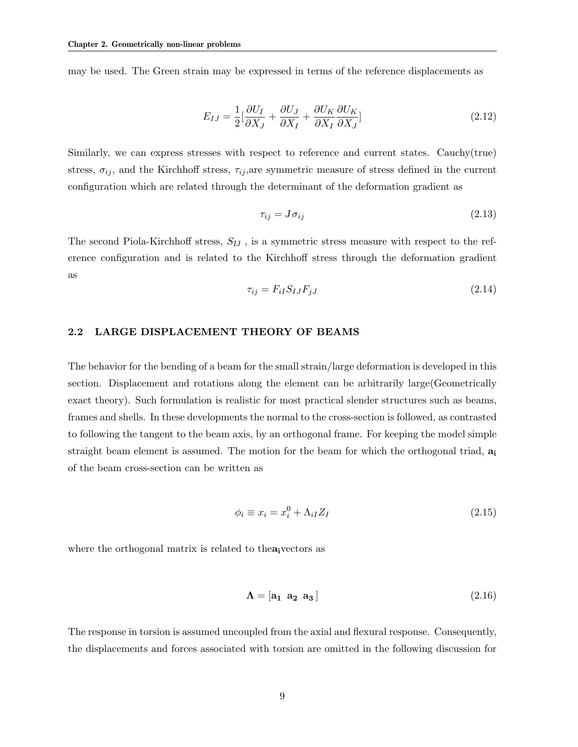may be used. The Green strain may be expressed in terms of the reference displacements as

$$E_{IJ} = \frac{1}{2}[\frac{\partial U_I}{\partial X_J} + \frac{\partial U_J}{\partial X_I} + \frac{\partial U_K}{\partial X_I}\frac{\partial U_K}{\partial X_J}] \tag{2.12}$$

Similarly, we can express stresses with respect to reference and current states. Cauchy(true) stress, $\sigma_{ij}$, and the Kirchhoff stress, $\tau_{ij}$,are symmetric measure of stress defined in the current configuration which are related through the determinant of the deformation gradient as

$$\tau_{ij} = J\sigma_{ij} \tag{2.13}$$

The second Piola-Kirchhoff stress, $S_{IJ}$ , is a symmetric stress measure with respect to the reference configuration and is related to the Kirchhoff stress through the deformation gradient as

$$\tau_{ij} = F_{iI}S_{IJ}F_{jJ} \tag{2.14}$$

## 2.2 LARGE DISPLACEMENT THEORY OF BEAMS

The behavior for the bending of a beam for the small strain/large deformation is developed in this section. Displacement and rotations along the element can be arbitrarily large(Geometrically exact theory). Such formulation is realistic for most practical slender structures such as beams, frames and shells. In these developments the normal to the cross-section is followed, as contrasted to following the tangent to the beam axis, by an orthogonal frame. For keeping the model simple straight beam element is assumed. The motion for the beam for which the orthogonal triad, $\mathbf{a_i}$ of the beam cross-section can be written as

$$\phi_i \equiv x_i = x_i^0 + \Lambda_{iI}Z_I \tag{2.15}$$

where the orthogonal matrix is related to the$\mathbf{a_i}$vectors as

$$\mathbf{\Lambda} = [\mathbf{a_1} \;\; \mathbf{a_2} \;\; \mathbf{a_3}\,] \tag{2.16}$$

The response in torsion is assumed uncoupled from the axial and flexural response. Consequently, the displacements and forces associated with torsion are omitted in the following discussion for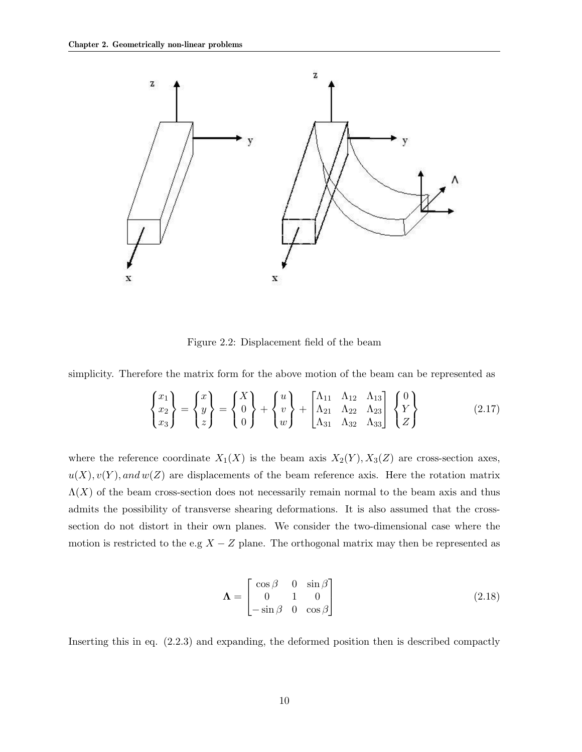Figure 2.2: Displacement field of the beam

simplicity. Therefore the matrix form for the above motion of the beam can be represented as

$$
\begin{Bmatrix} x_1 \\ x_2 \\ x_3 \end{Bmatrix} = \begin{Bmatrix} x \\ y \\ z \end{Bmatrix} = \begin{Bmatrix} X \\ 0 \\ 0 \end{Bmatrix} + \begin{Bmatrix} u \\ v \\ w \end{Bmatrix} + \begin{bmatrix} \Lambda_{11} & \Lambda_{12} & \Lambda_{13} \\ \Lambda_{21} & \Lambda_{22} & \Lambda_{23} \\ \Lambda_{31} & \Lambda_{32} & \Lambda_{33} \end{bmatrix} \begin{Bmatrix} 0 \\ Y \\ Z \end{Bmatrix} \tag{2.17}
$$

where the reference coordinate $X_1(X)$ is the beam axis $X_2(Y), X_3(Z)$ are cross-section axes, $u(X), v(Y), and\, w(Z)$ are displacements of the beam reference axis. Here the rotation matrix $\Lambda(X)$ of the beam cross-section does not necessarily remain normal to the beam axis and thus admits the possibility of transverse shearing deformations. It is also assumed that the cross-section do not distort in their own planes. We consider the two-dimensional case where the motion is restricted to the e.g $X - Z$ plane. The orthogonal matrix may then be represented as

$$
\mathbf{\Lambda} = \begin{bmatrix} \cos\beta & 0 & \sin\beta \\ 0 & 1 & 0 \\ -\sin\beta & 0 & \cos\beta \end{bmatrix} \tag{2.18}
$$

Inserting this in eq. (2.2.3) and expanding, the deformed position then is described compactly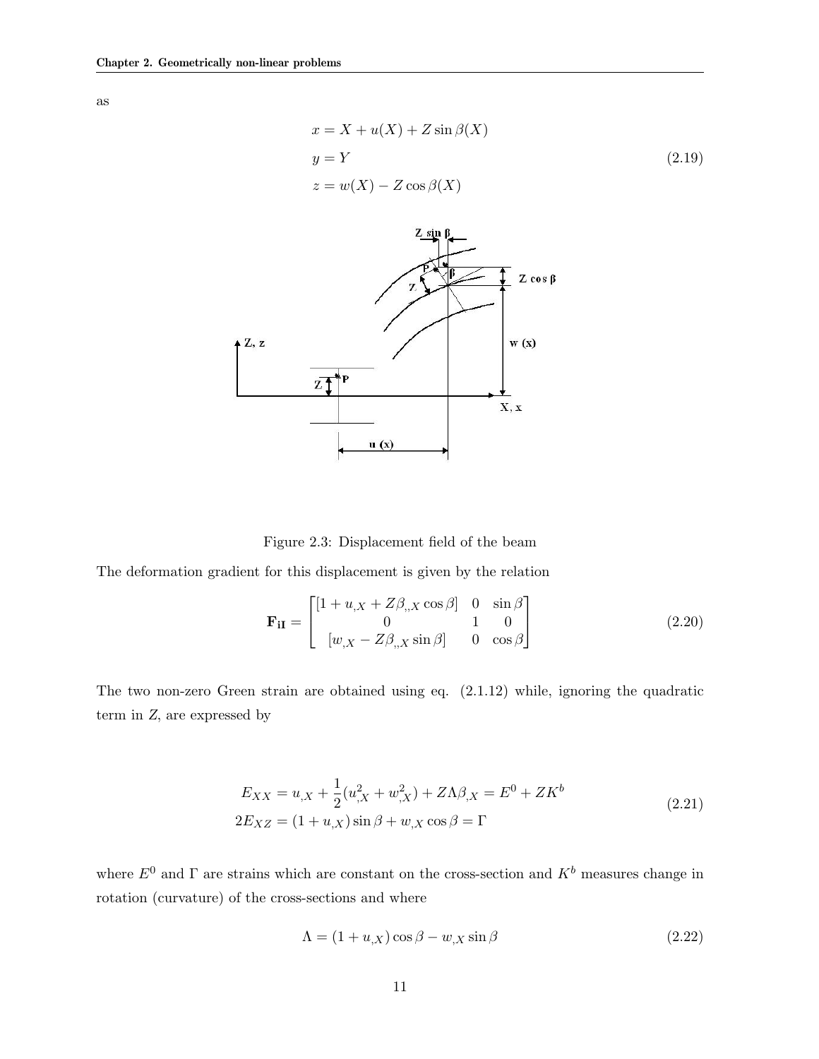as

$$
\begin{aligned}
x &= X + u(X) + Z\sin\beta(X) \\
y &= Y \\
z &= w(X) - Z\cos\beta(X)
\end{aligned}
\tag{2.19}
$$

Figure 2.3: Displacement field of the beam

The deformation gradient for this displacement is given by the relation

$$
\mathbf{F_{iI}} = \begin{bmatrix} [1 + u_{,X} + Z\beta_{,,X}\cos\beta] & 0 & \sin\beta \\ 0 & 1 & 0 \\ [w_{,X} - Z\beta_{,,X}\sin\beta] & 0 & \cos\beta \end{bmatrix}
\tag{2.20}
$$

The two non-zero Green strain are obtained using eq. (2.1.12) while, ignoring the quadratic term in $Z$, are expressed by

$$
\begin{aligned}
E_{XX} &= u_{,X} + \frac{1}{2}(u_{,X}^2 + w_{,X}^2) + Z\Lambda\beta_{,X} = E^0 + ZK^b \\
2E_{XZ} &= (1 + u_{,X})\sin\beta + w_{,X}\cos\beta = \Gamma
\end{aligned}
\tag{2.21}
$$

where $E^0$ and $\Gamma$ are strains which are constant on the cross-section and $K^b$ measures change in rotation (curvature) of the cross-sections and where

$$
\Lambda = (1 + u_{,X})\cos\beta - w_{,X}\sin\beta
\tag{2.22}
$$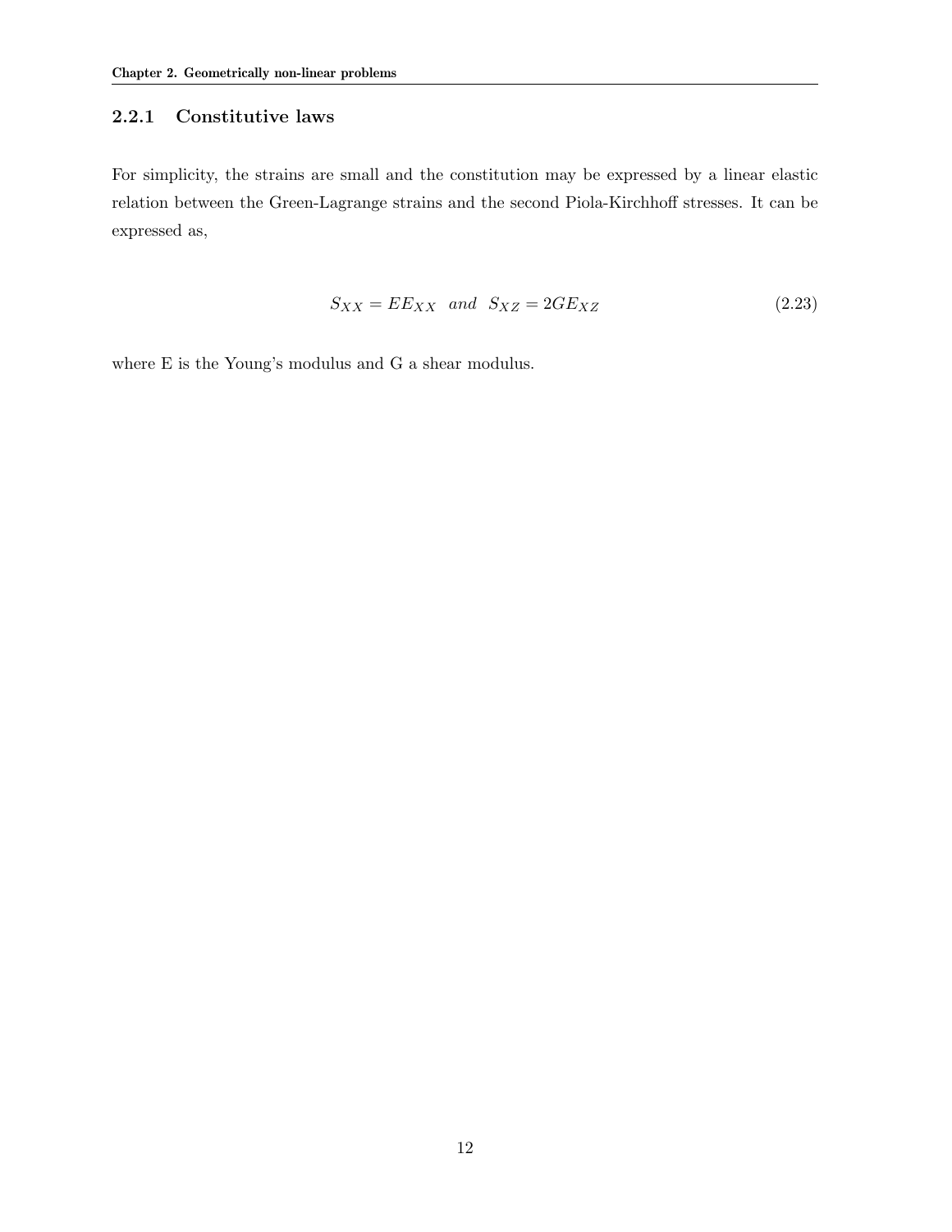### 2.2.1 Constitutive laws

For simplicity, the strains are small and the constitution may be expressed by a linear elastic relation between the Green-Lagrange strains and the second Piola-Kirchhoff stresses. It can be expressed as,

$$S_{XX} = EE_{XX} \quad and \quad S_{XZ} = 2GE_{XZ} \tag{2.23}$$

where E is the Young's modulus and G a shear modulus.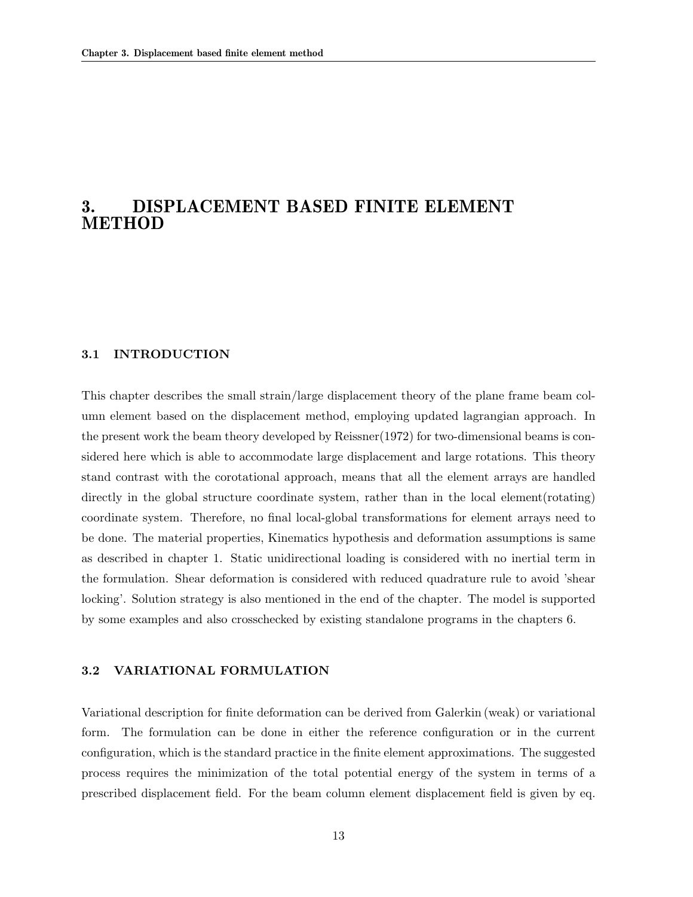# 3. DISPLACEMENT BASED FINITE ELEMENT METHOD

### 3.1 INTRODUCTION

This chapter describes the small strain/large displacement theory of the plane frame beam column element based on the displacement method, employing updated lagrangian approach. In the present work the beam theory developed by Reissner(1972) for two-dimensional beams is considered here which is able to accommodate large displacement and large rotations. This theory stand contrast with the corotational approach, means that all the element arrays are handled directly in the global structure coordinate system, rather than in the local element(rotating) coordinate system. Therefore, no final local-global transformations for element arrays need to be done. The material properties, Kinematics hypothesis and deformation assumptions is same as described in chapter 1. Static unidirectional loading is considered with no inertial term in the formulation. Shear deformation is considered with reduced quadrature rule to avoid 'shear locking'. Solution strategy is also mentioned in the end of the chapter. The model is supported by some examples and also crosschecked by existing standalone programs in the chapters 6.

### 3.2 VARIATIONAL FORMULATION

Variational description for finite deformation can be derived from Galerkin (weak) or variational form. The formulation can be done in either the reference configuration or in the current configuration, which is the standard practice in the finite element approximations. The suggested process requires the minimization of the total potential energy of the system in terms of a prescribed displacement field. For the beam column element displacement field is given by eq.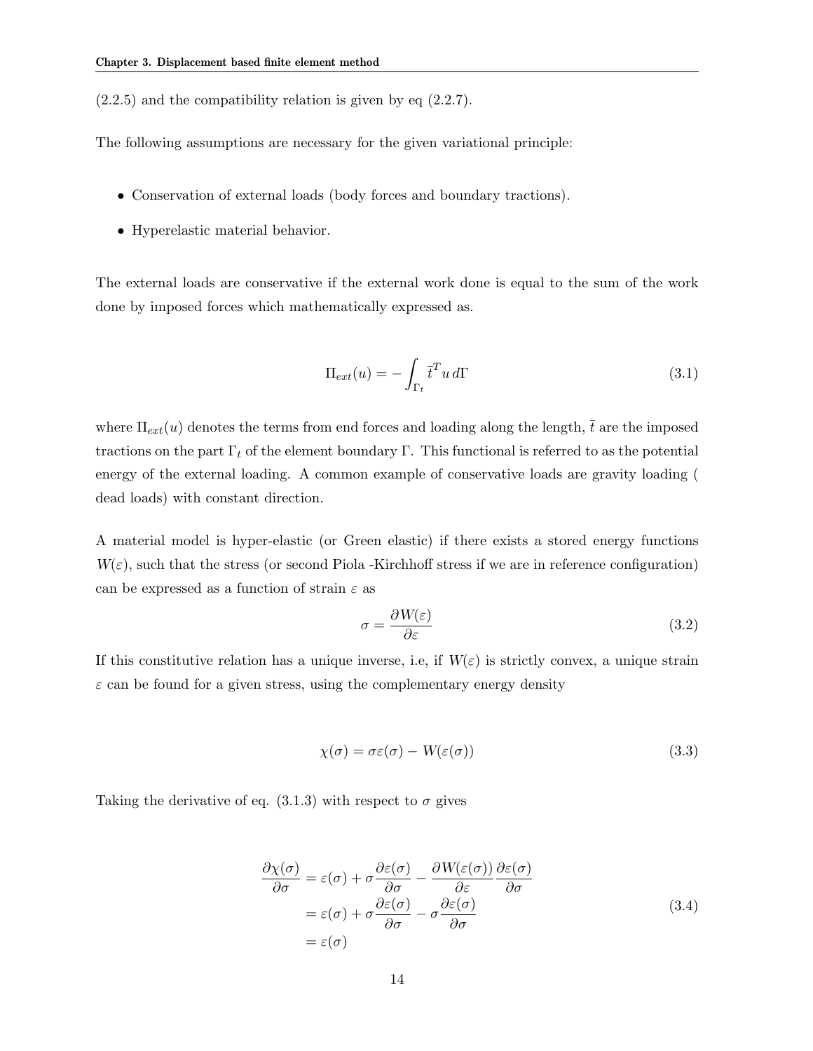(2.2.5) and the compatibility relation is given by eq (2.2.7).

The following assumptions are necessary for the given variational principle:

- Conservation of external loads (body forces and boundary tractions).
- Hyperelastic material behavior.

The external loads are conservative if the external work done is equal to the sum of the work done by imposed forces which mathematically expressed as.

$$\Pi_{ext}(u) = -\int_{\Gamma_t} \overline{t}^T u \, d\Gamma \tag{3.1}$$

where $\Pi_{ext}(u)$ denotes the terms from end forces and loading along the length, $\overline{t}$ are the imposed tractions on the part $\Gamma_t$ of the element boundary $\Gamma$. This functional is referred to as the potential energy of the external loading. A common example of conservative loads are gravity loading ( dead loads) with constant direction.

A material model is hyper-elastic (or Green elastic) if there exists a stored energy functions $W(\varepsilon)$, such that the stress (or second Piola -Kirchhoff stress if we are in reference configuration) can be expressed as a function of strain $\varepsilon$ as

$$\sigma = \frac{\partial W(\varepsilon)}{\partial \varepsilon} \tag{3.2}$$

If this constitutive relation has a unique inverse, i.e, if $W(\varepsilon)$ is strictly convex, a unique strain $\varepsilon$ can be found for a given stress, using the complementary energy density

$$\chi(\sigma) = \sigma\varepsilon(\sigma) - W(\varepsilon(\sigma)) \tag{3.3}$$

Taking the derivative of eq. (3.1.3) with respect to $\sigma$ gives

$$\begin{aligned} \frac{\partial \chi(\sigma)}{\partial \sigma} &= \varepsilon(\sigma) + \sigma\frac{\partial \varepsilon(\sigma)}{\partial \sigma} - \frac{\partial W(\varepsilon(\sigma))}{\partial \varepsilon}\frac{\partial \varepsilon(\sigma)}{\partial \sigma} \\ &= \varepsilon(\sigma) + \sigma\frac{\partial \varepsilon(\sigma)}{\partial \sigma} - \sigma\frac{\partial \varepsilon(\sigma)}{\partial \sigma} \\ &= \varepsilon(\sigma) \end{aligned} \tag{3.4}$$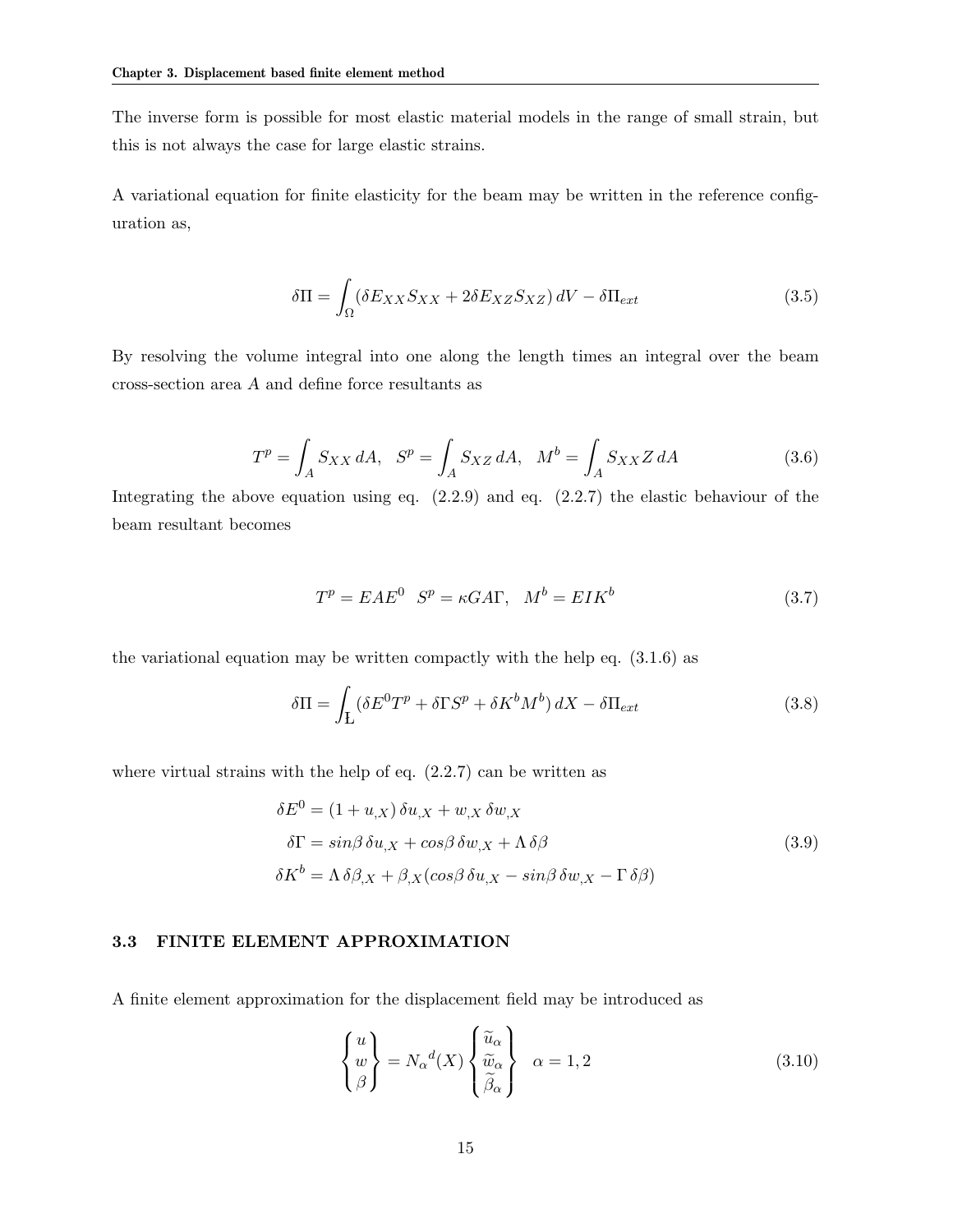The inverse form is possible for most elastic material models in the range of small strain, but this is not always the case for large elastic strains.

A variational equation for finite elasticity for the beam may be written in the reference configuration as,

$$\delta\Pi = \int_{\Omega} (\delta E_{XX} S_{XX} + 2\delta E_{XZ} S_{XZ})\, dV - \delta\Pi_{ext} \tag{3.5}$$

By resolving the volume integral into one along the length times an integral over the beam cross-section area $A$ and define force resultants as

$$T^p = \int_A S_{XX}\, dA, \quad S^p = \int_A S_{XZ}\, dA, \quad M^b = \int_A S_{XX} Z\, dA \tag{3.6}$$

Integrating the above equation using eq. (2.2.9) and eq. (2.2.7) the elastic behaviour of the beam resultant becomes

$$T^p = EAE^0 \quad S^p = \kappa GA\Gamma, \quad M^b = EIK^b \tag{3.7}$$

the variational equation may be written compactly with the help eq. (3.1.6) as

$$\delta\Pi = \int_{Ł} (\delta E^0 T^p + \delta\Gamma S^p + \delta K^b M^b)\, dX - \delta\Pi_{ext} \tag{3.8}$$

where virtual strains with the help of eq. (2.2.7) can be written as

$$\begin{aligned} \delta E^0 &= (1 + u_{,X})\, \delta u_{,X} + w_{,X}\, \delta w_{,X} \\ \delta\Gamma &= sin\beta\, \delta u_{,X} + cos\beta\, \delta w_{,X} + \Lambda\, \delta\beta \\ \delta K^b &= \Lambda\, \delta\beta_{,X} + \beta_{,X}(cos\beta\, \delta u_{,X} - sin\beta\, \delta w_{,X} - \Gamma\, \delta\beta) \end{aligned} \tag{3.9}$$

## 3.3 FINITE ELEMENT APPROXIMATION

A finite element approximation for the displacement field may be introduced as

$$\begin{Bmatrix} u \\ w \\ \beta \end{Bmatrix} = {N_\alpha}^d(X) \begin{Bmatrix} \widetilde{u}_\alpha \\ \widetilde{w}_\alpha \\ \widetilde{\beta}_\alpha \end{Bmatrix} \quad \alpha = 1, 2 \tag{3.10}$$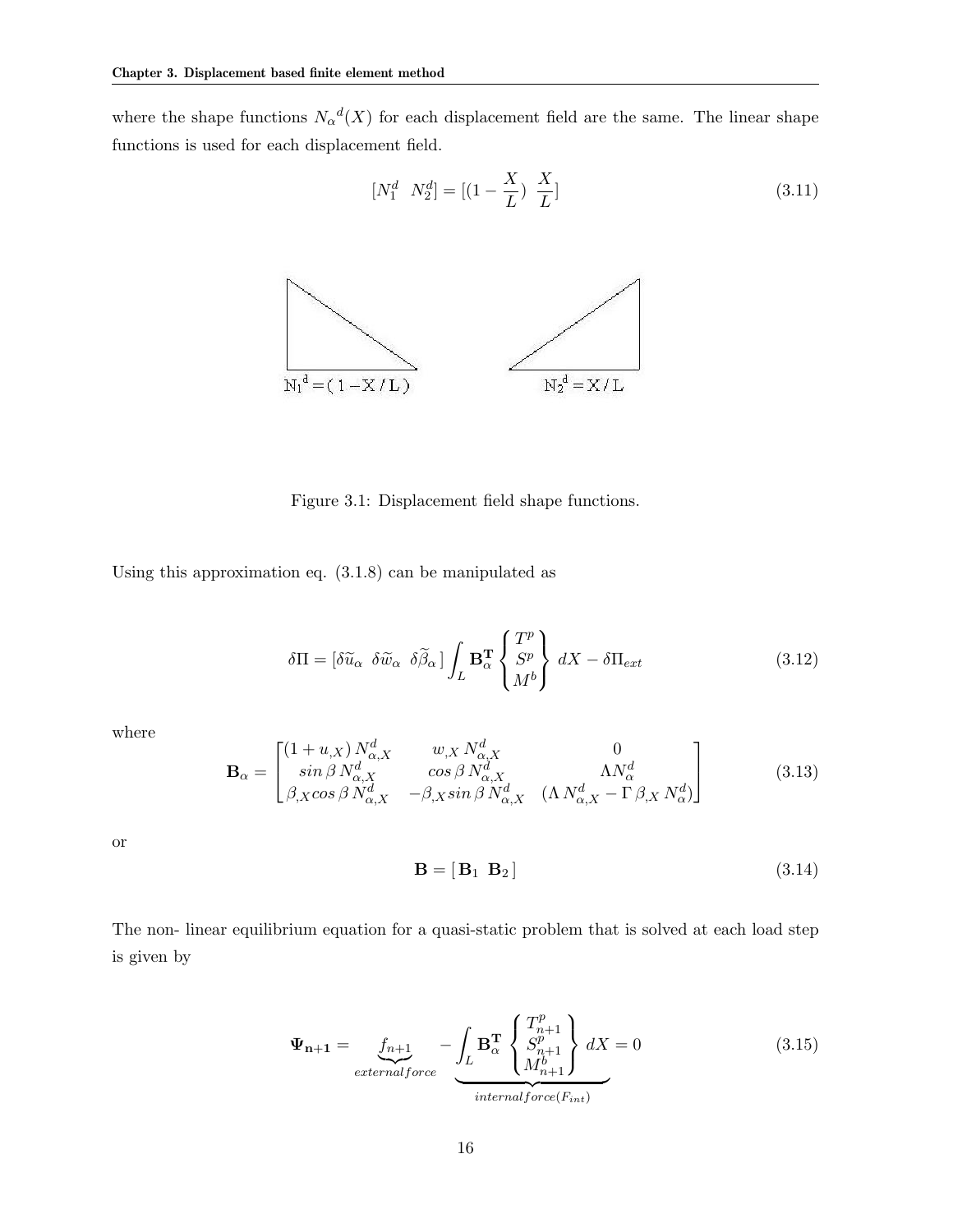where the shape functions ${N_\alpha}^d(X)$ for each displacement field are the same. The linear shape functions is used for each displacement field.

$$[N_1^d \;\; N_2^d] = [(1 - \frac{X}{L}) \;\; \frac{X}{L}] \tag{3.11}$$

Figure 3.1: Displacement field shape functions.

Using this approximation eq. (3.1.8) can be manipulated as

$$\delta\Pi = [\delta\widetilde{u}_\alpha \;\; \delta\widetilde{w}_\alpha \;\; \delta\widetilde{\beta}_\alpha\,] \int_L \mathbf{B}_\alpha^{\mathbf{T}} \begin{Bmatrix} T^p \\ S^p \\ M^b \end{Bmatrix} \, dX - \delta\Pi_{ext} \tag{3.12}$$

where

$$\mathbf{B}_\alpha = \begin{bmatrix} (1+u_{,X})\,N_{\alpha,X}^d & w_{,X}\,N_{\alpha,X}^d & 0 \\ sin\,\beta\,N_{\alpha,X}^d & cos\,\beta\,N_{\alpha,X}^d & \Lambda N_\alpha^d \\ \beta_{,X} cos\,\beta\,N_{\alpha,X}^d & -\beta_{,X} sin\,\beta\,N_{\alpha,X}^d & (\Lambda\,N_{\alpha,X}^d - \Gamma\,\beta_{,X}\,N_\alpha^d) \end{bmatrix} \tag{3.13}$$

or

$$\mathbf{B} = [\,\mathbf{B}_1 \;\; \mathbf{B}_2\,] \tag{3.14}$$

The non- linear equilibrium equation for a quasi-static problem that is solved at each load step is given by

$$\mathbf{\Psi_{n+1}} = \underbrace{f_{n+1}}_{external force} \underbrace{- \int_L \mathbf{B}_\alpha^{\mathbf{T}} \begin{Bmatrix} T_{n+1}^p \\ S_{n+1}^p \\ M_{n+1}^b \end{Bmatrix} \, dX}_{internal force (F_{int})} = 0 \tag{3.15}$$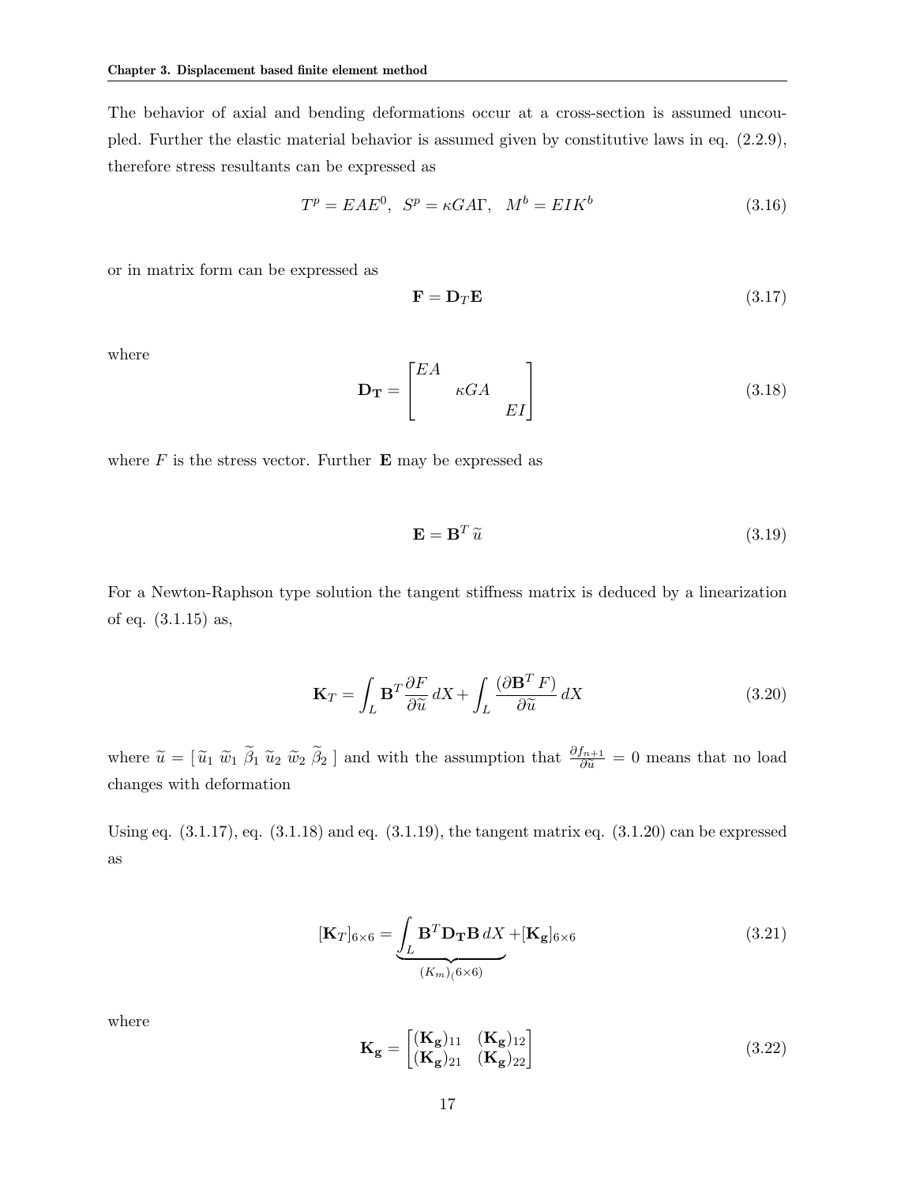The behavior of axial and bending deformations occur at a cross-section is assumed uncoupled. Further the elastic material behavior is assumed given by constitutive laws in eq. (2.2.9), therefore stress resultants can be expressed as

$$T^p = EAE^0, \;\; S^p = \kappa GA\Gamma, \;\;\; M^b = EIK^b \tag{3.16}$$

or in matrix form can be expressed as

$$\mathbf{F} = \mathbf{D}_T \mathbf{E} \tag{3.17}$$

where

$$\mathbf{D_T} = \begin{bmatrix} EA & & \\ & \kappa GA & \\ & & EI \end{bmatrix} \tag{3.18}$$

where $F$ is the stress vector. Further $\mathbf{E}$ may be expressed as

$$\mathbf{E} = \mathbf{B}^T \widetilde{u} \tag{3.19}$$

For a Newton-Raphson type solution the tangent stiffness matrix is deduced by a linearization of eq. (3.1.15) as,

$$\mathbf{K}_T = \int_L \mathbf{B}^T \frac{\partial F}{\partial \widetilde{u}}\, dX + \int_L \frac{(\partial \mathbf{B}^T F)}{\partial \widetilde{u}}\, dX \tag{3.20}$$

where $\widetilde{u} = [\, \widetilde{u}_1 \; \widetilde{w}_1 \; \widetilde{\beta}_1 \; \widetilde{u}_2 \; \widetilde{w}_2 \; \widetilde{\beta}_2 \,]$ and with the assumption that $\frac{\partial f_{n+1}}{\partial \widetilde{u}} = 0$ means that no load changes with deformation

Using eq. (3.1.17), eq. (3.1.18) and eq. (3.1.19), the tangent matrix eq. (3.1.20) can be expressed as

$$[\mathbf{K}_T]_{6\times 6} = \underbrace{\int_L \mathbf{B}^T \mathbf{D_T} \mathbf{B}\, dX}_{(K_m)_(6\times 6)} + [\mathbf{K_g}]_{6\times 6} \tag{3.21}$$

where

$$\mathbf{K_g} = \begin{bmatrix} (\mathbf{K_g})_{11} & (\mathbf{K_g})_{12} \\ (\mathbf{K_g})_{21} & (\mathbf{K_g})_{22} \end{bmatrix} \tag{3.22}$$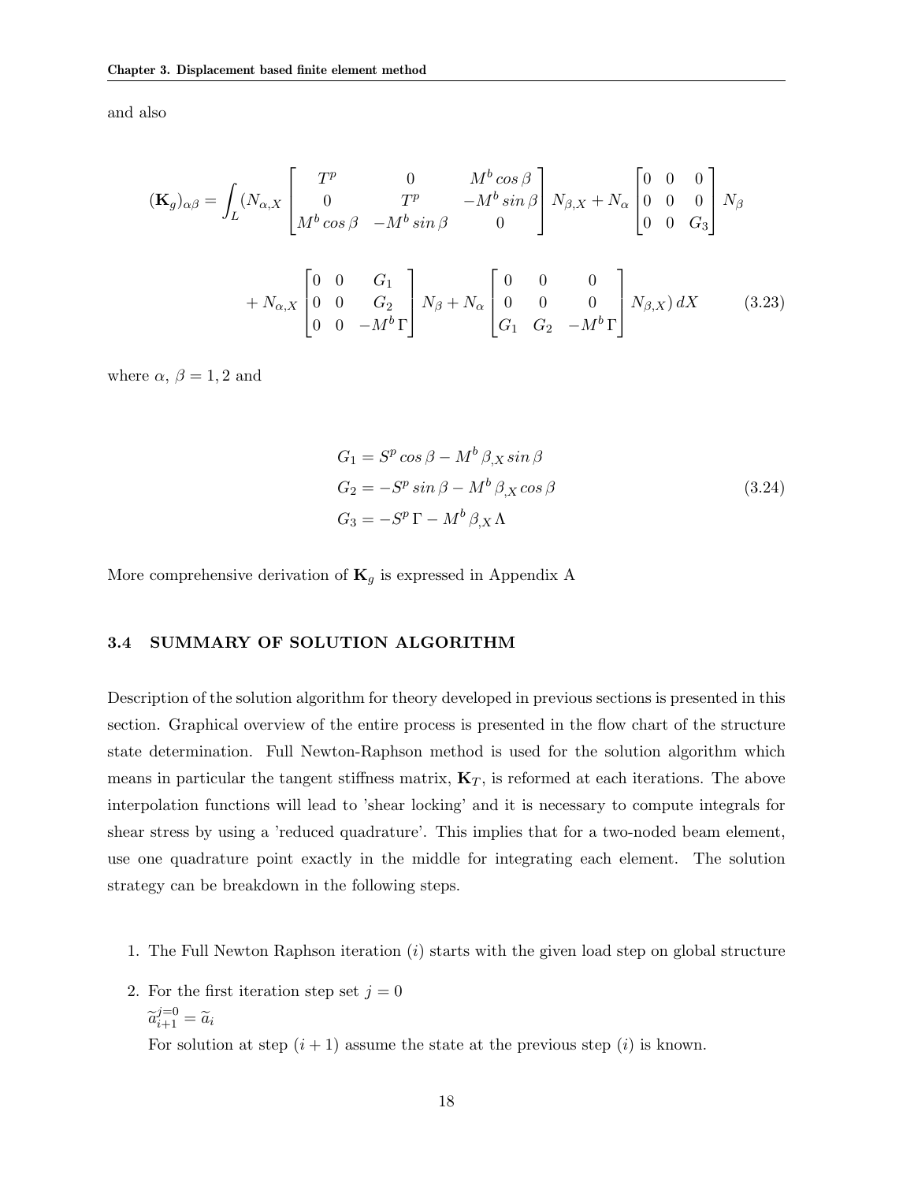and also

$$
(\mathbf{K}_g)_{\alpha\beta} = \int_L (N_{\alpha,X} \begin{bmatrix} T^p & 0 & M^b \cos\beta \\ 0 & T^p & -M^b \sin\beta \\ M^b \cos\beta & -M^b \sin\beta & 0 \end{bmatrix} N_{\beta,X} + N_\alpha \begin{bmatrix} 0 & 0 & 0 \\ 0 & 0 & 0 \\ 0 & 0 & G_3 \end{bmatrix} N_\beta
$$

$$
+ N_{\alpha,X} \begin{bmatrix} 0 & 0 & G_1 \\ 0 & 0 & G_2 \\ 0 & 0 & -M^b \Gamma \end{bmatrix} N_\beta + N_\alpha \begin{bmatrix} 0 & 0 & 0 \\ 0 & 0 & 0 \\ G_1 & G_2 & -M^b \Gamma \end{bmatrix} N_{\beta,X}) \, dX \tag{3.23}
$$

where $\alpha$, $\beta = 1, 2$ and

$$
\begin{aligned}
G_1 &= S^p \cos\beta - M^b \beta_{,X} \sin\beta \\
G_2 &= -S^p \sin\beta - M^b \beta_{,X} \cos\beta \\
G_3 &= -S^p \Gamma - M^b \beta_{,X} \Lambda
\end{aligned} \tag{3.24}
$$

More comprehensive derivation of $\mathbf{K}_g$ is expressed in Appendix A

## 3.4 SUMMARY OF SOLUTION ALGORITHM

Description of the solution algorithm for theory developed in previous sections is presented in this section. Graphical overview of the entire process is presented in the flow chart of the structure state determination. Full Newton-Raphson method is used for the solution algorithm which means in particular the tangent stiffness matrix, $\mathbf{K}_T$, is reformed at each iterations. The above interpolation functions will lead to 'shear locking' and it is necessary to compute integrals for shear stress by using a 'reduced quadrature'. This implies that for a two-noded beam element, use one quadrature point exactly in the middle for integrating each element. The solution strategy can be breakdown in the following steps.

1. The Full Newton Raphson iteration $(i)$ starts with the given load step on global structure
2. For the first iteration step set $j = 0$
   $\widetilde{a}_{i+1}^{j=0} = \widetilde{a}_i$
   For solution at step $(i + 1)$ assume the state at the previous step $(i)$ is known.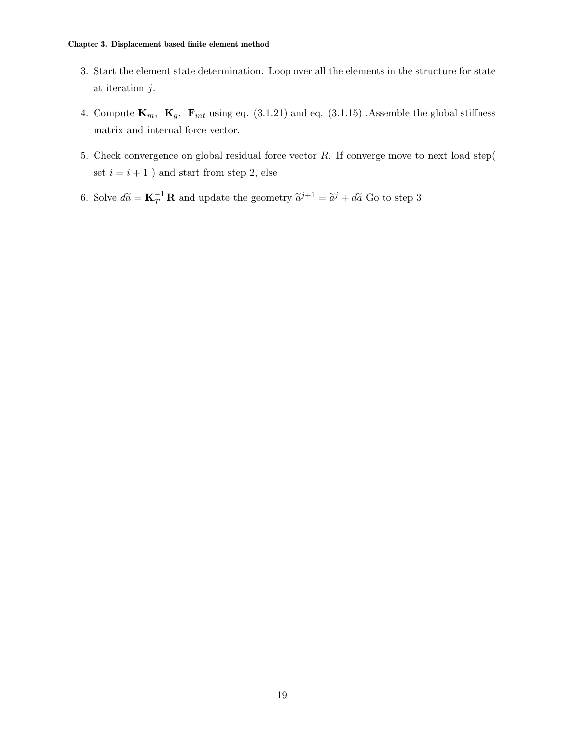3. Start the element state determination. Loop over all the elements in the structure for state at iteration $j$.

4. Compute $\mathbf{K}_m$, $\mathbf{K}_g$, $\mathbf{F}_{int}$ using eq. (3.1.21) and eq. (3.1.15) .Assemble the global stiffness matrix and internal force vector.

5. Check convergence on global residual force vector $R$. If converge move to next load step( set $i = i + 1$ ) and start from step 2, else

6. Solve $d\widetilde{a} = \mathbf{K}_T^{-1}\,\mathbf{R}$ and update the geometry $\widetilde{a}^{j+1} = \widetilde{a}^{j} + d\widetilde{a}$ Go to step 3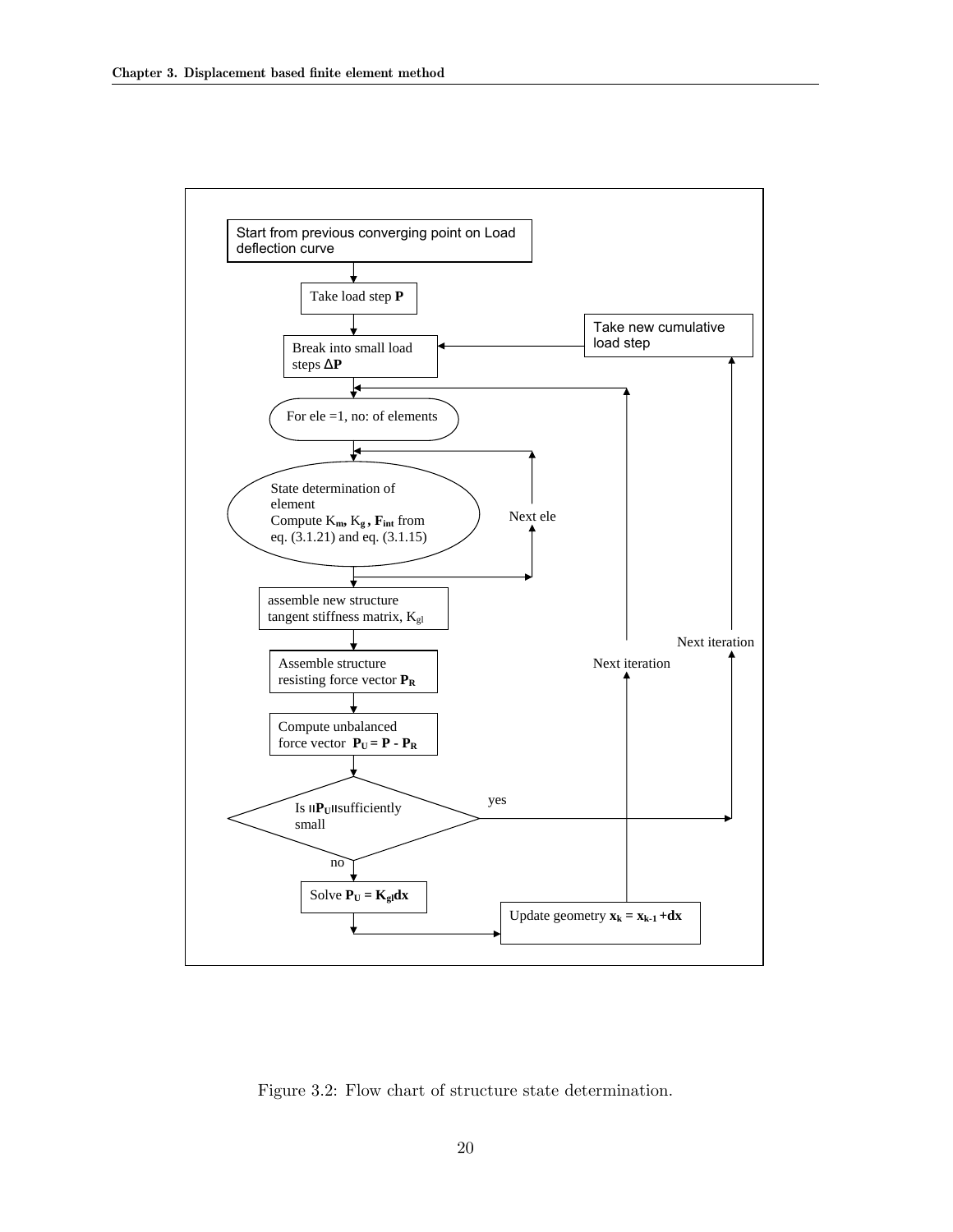Start from previous converging point on Load deflection curve

Take load step **P**

Break into small load steps Δ**P**

Take new cumulative load step

For ele =1, no: of elements

State determination of element
Compute $K_m$, $K_g$, $F_{int}$ from eq. (3.1.21) and eq. (3.1.15)

Next ele

assemble new structure tangent stiffness matrix, $K_{gl}$

Assemble structure resisting force vector $P_R$

Compute unbalanced force vector $P_U = P - P_R$

Is $\|P_U\|$ sufficiently small

yes

no

Solve $P_U = K_{gl}dx$

Update geometry $x_k = x_{k-1} + dx$

Next iteration

Next iteration

Figure 3.2: Flow chart of structure state determination.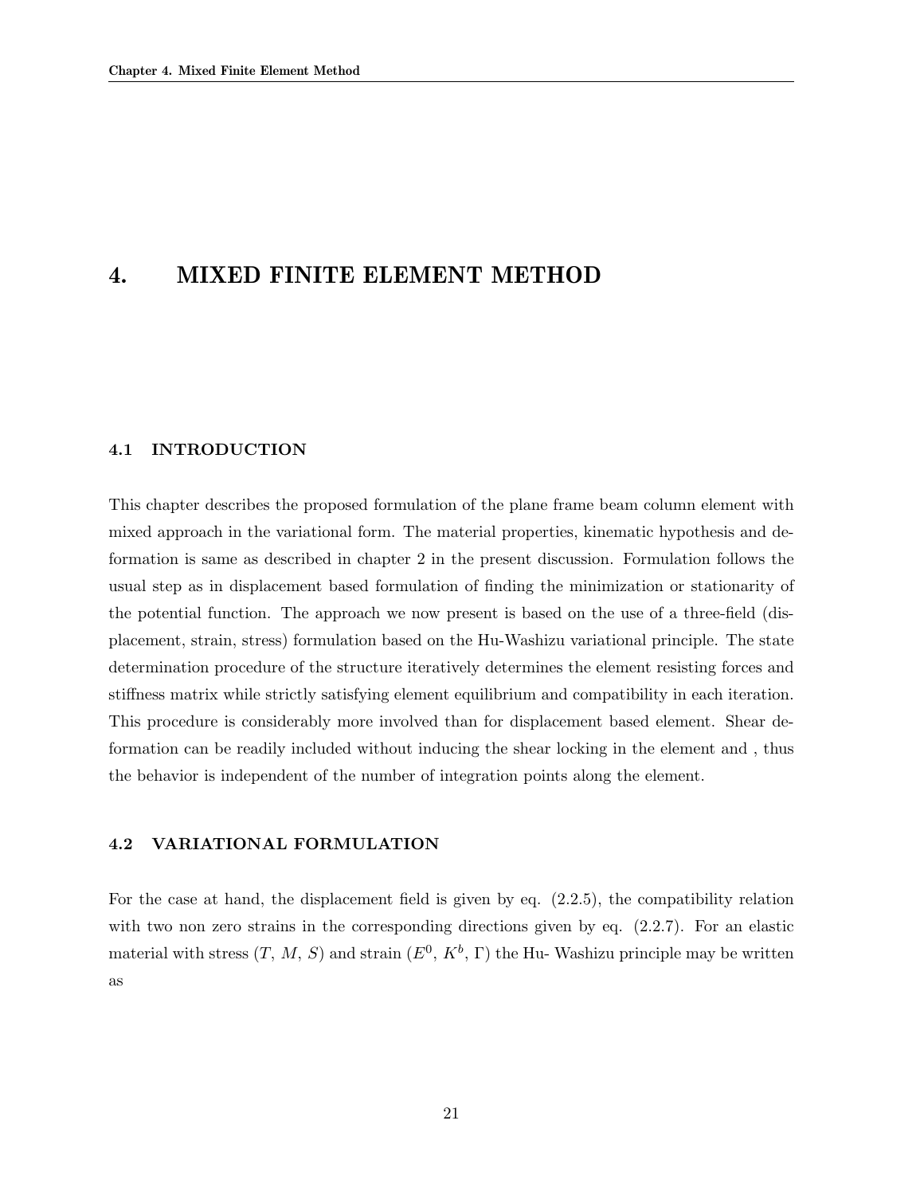# 4. MIXED FINITE ELEMENT METHOD

## 4.1 INTRODUCTION

This chapter describes the proposed formulation of the plane frame beam column element with mixed approach in the variational form. The material properties, kinematic hypothesis and deformation is same as described in chapter 2 in the present discussion. Formulation follows the usual step as in displacement based formulation of finding the minimization or stationarity of the potential function. The approach we now present is based on the use of a three-field (displacement, strain, stress) formulation based on the Hu-Washizu variational principle. The state determination procedure of the structure iteratively determines the element resisting forces and stiffness matrix while strictly satisfying element equilibrium and compatibility in each iteration. This procedure is considerably more involved than for displacement based element. Shear deformation can be readily included without inducing the shear locking in the element and , thus the behavior is independent of the number of integration points along the element.

## 4.2 VARIATIONAL FORMULATION

For the case at hand, the displacement field is given by eq. (2.2.5), the compatibility relation with two non zero strains in the corresponding directions given by eq. (2.2.7). For an elastic material with stress ($T$, $M$, $S$) and strain ($E^0$, $K^b$, $\Gamma$) the Hu- Washizu principle may be written as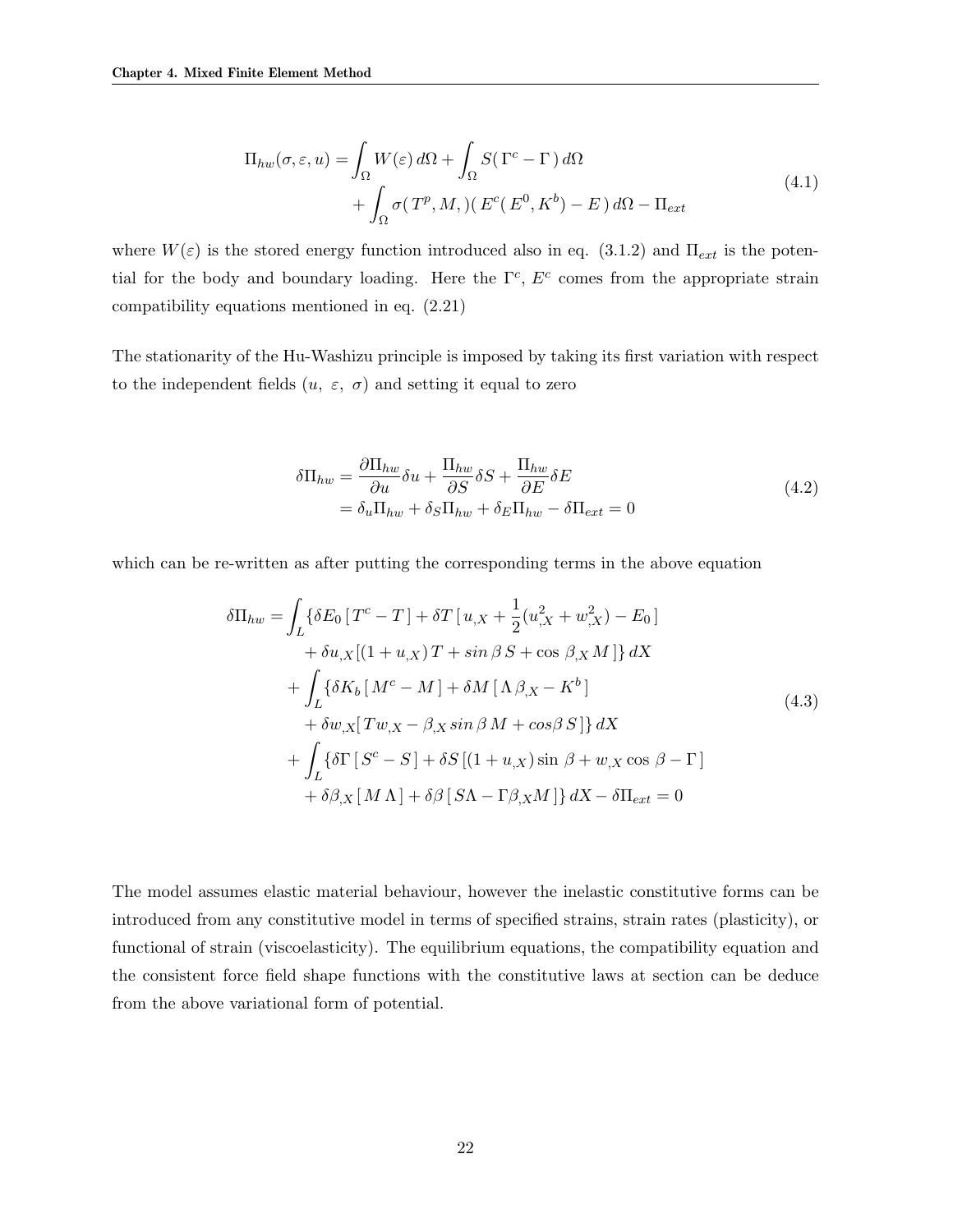$$
\begin{aligned}
\Pi_{hw}(\sigma, \varepsilon, u) = & \int_{\Omega} W(\varepsilon)\, d\Omega + \int_{\Omega} S(\,\Gamma^c - \Gamma\,)\, d\Omega \\
& + \int_{\Omega} \sigma(\,T^p, M,)(\,E^c(\,E^0, K^b) - E\,)\, d\Omega - \Pi_{ext}
\end{aligned}
\tag{4.1}
$$

where $W(\varepsilon)$ is the stored energy function introduced also in eq. (3.1.2) and $\Pi_{ext}$ is the potential for the body and boundary loading. Here the $\Gamma^c$, $E^c$ comes from the appropriate strain compatibility equations mentioned in eq. (2.21)

The stationarity of the Hu-Washizu principle is imposed by taking its first variation with respect to the independent fields ($u,\ \varepsilon,\ \sigma$) and setting it equal to zero

$$
\begin{aligned}
\delta\Pi_{hw} &= \frac{\partial \Pi_{hw}}{\partial u}\delta u + \frac{\Pi_{hw}}{\partial S}\delta S + \frac{\Pi_{hw}}{\partial E}\delta E \\
&= \delta_u \Pi_{hw} + \delta_S \Pi_{hw} + \delta_E \Pi_{hw} - \delta\Pi_{ext} = 0
\end{aligned}
\tag{4.2}
$$

which can be re-written as after putting the corresponding terms in the above equation

$$
\begin{aligned}
\delta\Pi_{hw} = & \int_L \{\delta E_0\,[\,T^c - T\,] + \delta T\,[\,u_{,X} + \frac{1}{2}(u_{,X}^2 + w_{,X}^2) - E_0\,] \\
& \quad + \delta u_{,X}[(1 + u_{,X})\,T + sin\,\beta\,S + \cos\,\beta_{,X}\,M\,]\}\, dX \\
& + \int_L \{\delta K_b\,[\,M^c - M\,] + \delta M\,[\,\Lambda\,\beta_{,X} - K^b\,] \\
& \quad + \delta w_{,X}[\,T w_{,X} - \beta_{,X}\,sin\,\beta\,M + cos\beta\,S\,]\}\, dX \\
& + \int_L \{\delta\Gamma\,[\,S^c - S\,] + \delta S\,[(1 + u_{,X})\sin\,\beta + w_{,X}\cos\,\beta - \Gamma\,] \\
& \quad + \delta\beta_{,X}\,[\,M\,\Lambda\,] + \delta\beta\,[\,S\Lambda - \Gamma\beta_{,X}M\,]\}\, dX - \delta\Pi_{ext} = 0
\end{aligned}
\tag{4.3}
$$

The model assumes elastic material behaviour, however the inelastic constitutive forms can be introduced from any constitutive model in terms of specified strains, strain rates (plasticity), or functional of strain (viscoelasticity). The equilibrium equations, the compatibility equation and the consistent force field shape functions with the constitutive laws at section can be deduce from the above variational form of potential.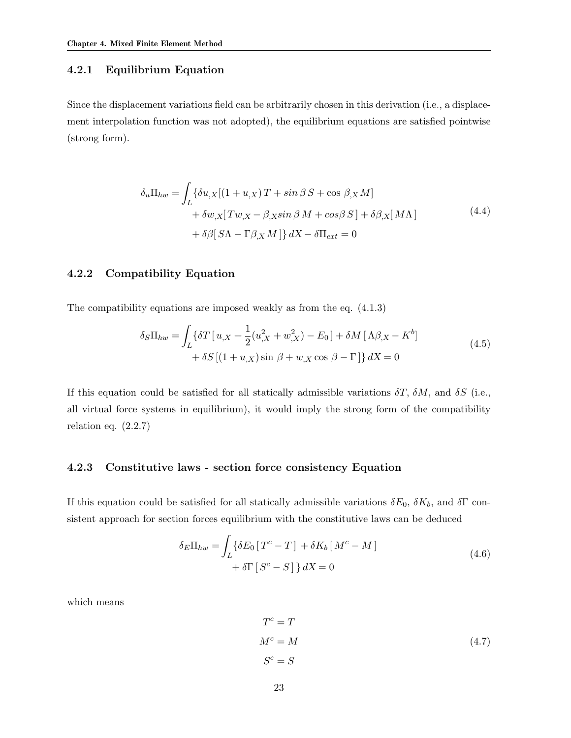### 4.2.1 Equilibrium Equation

Since the displacement variations field can be arbitrarily chosen in this derivation (i.e., a displacement interpolation function was not adopted), the equilibrium equations are satisfied pointwise (strong form).

$$
\begin{aligned}
\delta_u \Pi_{hw} = \int_L \{ & \delta u_{,X} [(1 + u_{,X})\, T + sin\, \beta\, S + \cos\, \beta_{,X}\, M] \\
& + \delta w_{,X} [\, T w_{,X} - \beta_{,X} sin\, \beta\, M + cos\beta\, S\,] + \delta \beta_{,X} [\, M \Lambda\,] \\
& + \delta \beta [\, S \Lambda - \Gamma \beta_{,X}\, M\,] \}\, dX - \delta \Pi_{ext} = 0
\end{aligned}
\tag{4.4}
$$

### 4.2.2 Compatibility Equation

The compatibility equations are imposed weakly as from the eq. (4.1.3)

$$
\begin{aligned}
\delta_S \Pi_{hw} = \int_L \{ & \delta T\, [\, u_{,X} + \frac{1}{2}(u_{,X}^2 + w_{,X}^2) - E_0\,] + \delta M\, [\, \Lambda \beta_{,X} - K^b] \\
& + \delta S\, [(1 + u_{,X}) \sin\, \beta + w_{,X} \cos\, \beta - \Gamma\,] \}\, dX = 0
\end{aligned}
\tag{4.5}
$$

If this equation could be satisfied for all statically admissible variations $\delta T$, $\delta M$, and $\delta S$ (i.e., all virtual force systems in equilibrium), it would imply the strong form of the compatibility relation eq. (2.2.7)

### 4.2.3 Constitutive laws - section force consistency Equation

If this equation could be satisfied for all statically admissible variations $\delta E_0$, $\delta K_b$, and $\delta \Gamma$ consistent approach for section forces equilibrium with the constitutive laws can be deduced

$$
\begin{aligned}
\delta_E \Pi_{hw} = \int_L \{ & \delta E_0\, [\, T^c - T\,] + \delta K_b\, [\, M^c - M\,] \\
& + \delta \Gamma\, [\, S^c - S\,] \}\, dX = 0
\end{aligned}
\tag{4.6}
$$

which means

$$
\begin{aligned}
T^c &= T \\
M^c &= M \\
S^c &= S
\end{aligned}
\tag{4.7}
$$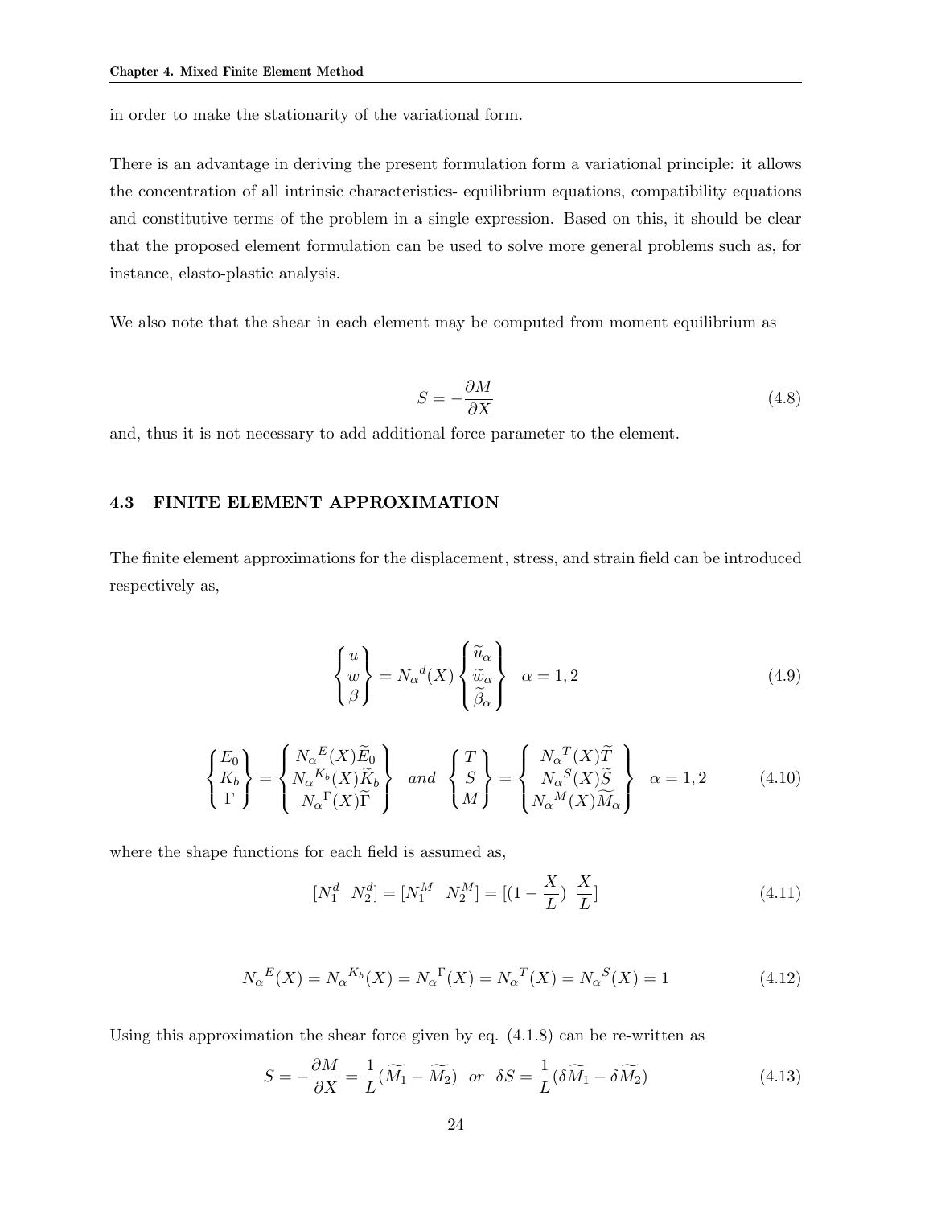in order to make the stationarity of the variational form.

There is an advantage in deriving the present formulation form a variational principle: it allows the concentration of all intrinsic characteristics- equilibrium equations, compatibility equations and constitutive terms of the problem in a single expression. Based on this, it should be clear that the proposed element formulation can be used to solve more general problems such as, for instance, elasto-plastic analysis.

We also note that the shear in each element may be computed from moment equilibrium as

$$S = -\frac{\partial M}{\partial X} \tag{4.8}$$

and, thus it is not necessary to add additional force parameter to the element.

## 4.3 FINITE ELEMENT APPROXIMATION

The finite element approximations for the displacement, stress, and strain field can be introduced respectively as,

$$\begin{Bmatrix} u \\ w \\ \beta \end{Bmatrix} = {N_\alpha}^d(X) \begin{Bmatrix} \widetilde{u}_\alpha \\ \widetilde{w}_\alpha \\ \widetilde{\beta}_\alpha \end{Bmatrix} \quad \alpha = 1, 2 \tag{4.9}$$

$$\begin{Bmatrix} E_0 \\ K_b \\ \Gamma \end{Bmatrix} = \begin{Bmatrix} {N_\alpha}^E(X)\widetilde{E}_0 \\ {N_\alpha}^{K_b}(X)\widetilde{K}_b \\ {N_\alpha}^\Gamma(X)\widetilde{\Gamma} \end{Bmatrix} \quad and \quad \begin{Bmatrix} T \\ S \\ M \end{Bmatrix} = \begin{Bmatrix} {N_\alpha}^T(X)\widetilde{T} \\ {N_\alpha}^S(X)\widetilde{S} \\ {N_\alpha}^M(X)\widetilde{M_\alpha} \end{Bmatrix} \quad \alpha = 1, 2 \tag{4.10}$$

where the shape functions for each field is assumed as,

$$[N_1^d \ \ N_2^d] = [N_1^M \ \ N_2^M] = [(1 - \frac{X}{L}) \ \ \frac{X}{L}] \tag{4.11}$$

$${N_\alpha}^E(X) = {N_\alpha}^{K_b}(X) = {N_\alpha}^\Gamma(X) = {N_\alpha}^T(X) = {N_\alpha}^S(X) = 1 \tag{4.12}$$

Using this approximation the shear force given by eq. (4.1.8) can be re-written as

$$S = -\frac{\partial M}{\partial X} = \frac{1}{L}(\widetilde{M_1} - \widetilde{M_2}) \quad or \quad \delta S = \frac{1}{L}(\delta\widetilde{M_1} - \delta\widetilde{M_2}) \tag{4.13}$$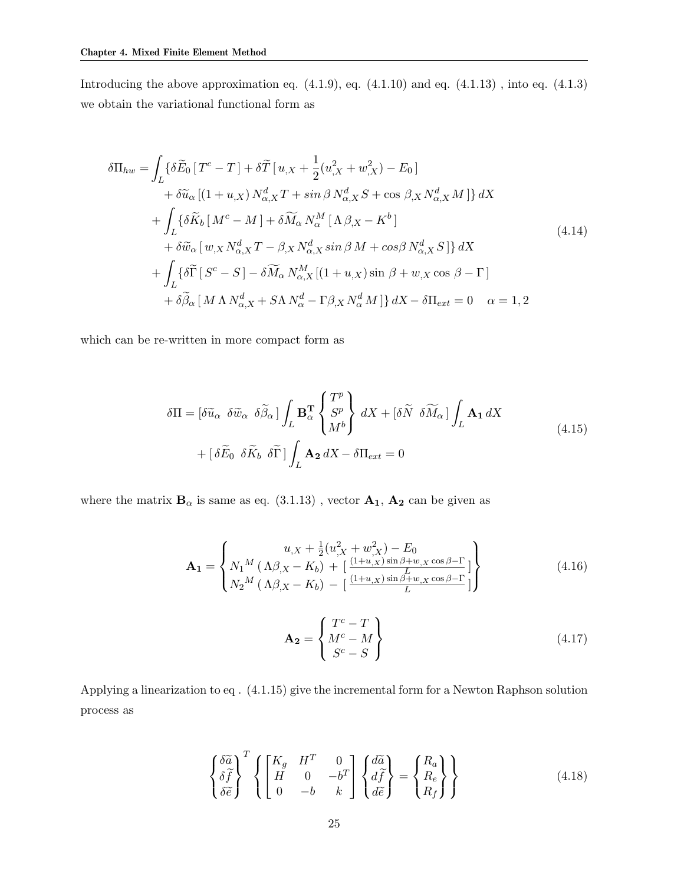Introducing the above approximation eq. (4.1.9), eq. (4.1.10) and eq. (4.1.13) , into eq. (4.1.3) we obtain the variational functional form as

$$
\begin{aligned}
\delta\Pi_{hw} = &\int_L \{\delta\widetilde{E}_0\,[\,T^c - T\,] + \delta\widetilde{T}\,[\,u_{,X} + \frac{1}{2}(u_{,X}^2 + w_{,X}^2) - E_0\,] \\
&\quad + \delta\widetilde{u}_\alpha\,[(1+u_{,X})\,N_{\alpha,X}^d\,T + sin\,\beta\,N_{\alpha,X}^d\,S + \cos\,\beta_{,X}\,N_{\alpha,X}^d\,M\,]\}\,dX \\
&+ \int_L \{\delta\widetilde{K}_b\,[\,M^c - M\,] + \delta\widetilde{M}_\alpha\,N_\alpha^M\,[\,\Lambda\,\beta_{,X} - K^b\,] \\
&\quad + \delta\widetilde{w}_\alpha\,[\,w_{,X}\,N_{\alpha,X}^d\,T - \beta_{,X}\,N_{\alpha,X}^d\,sin\,\beta\,M + cos\beta\,N_{\alpha,X}^d\,S\,]\}\,dX \\
&+ \int_L \{\delta\widetilde{\Gamma}\,[\,S^c - S\,] - \delta\widetilde{M}_\alpha\,N_{\alpha,X}^M\,[(1+u_{,X})\sin\,\beta + w_{,X}\cos\,\beta - \Gamma\,] \\
&\quad + \delta\widetilde{\beta}_\alpha\,[\,M\,\Lambda\,N_{\alpha,X}^d + S\Lambda\,N_\alpha^d - \Gamma\beta_{,X}\,N_\alpha^d\,M\,]\}\,dX - \delta\Pi_{ext} = 0 \quad \alpha = 1,2
\end{aligned}
\tag{4.14}
$$

which can be re-written in more compact form as

$$
\begin{aligned}
\delta\Pi = &[\delta\widetilde{u}_\alpha\ \ \delta\widetilde{w}_\alpha\ \ \delta\widetilde{\beta}_\alpha\,]\int_L \mathbf{B}_\alpha^{\mathbf{T}} \begin{Bmatrix} T^p \\ S^p \\ M^b \end{Bmatrix} dX + [\delta\widetilde{N}\ \ \delta\widetilde{M}_\alpha\,]\int_L \mathbf{A_1}\,dX \\
&+ [\,\delta\widetilde{E}_0\ \ \delta\widetilde{K}_b\ \ \delta\widetilde{\Gamma}\,]\int_L \mathbf{A_2}\,dX - \delta\Pi_{ext} = 0
\end{aligned}
\tag{4.15}
$$

where the matrix $\mathbf{B}_\alpha$ is same as eq. (3.1.13) , vector $\mathbf{A_1}$, $\mathbf{A_2}$ can be given as

$$
\mathbf{A_1} = \begin{Bmatrix} u_{,X} + \frac{1}{2}(u_{,X}^2 + w_{,X}^2) - E_0 \\ {N_1}^M\,(\,\Lambda\beta_{,X} - K_b)\, + \,[\,\frac{(1+u_{,X})\sin\beta + w_{,X}\cos\beta - \Gamma}{L}\,] \\ {N_2}^M\,(\,\Lambda\beta_{,X} - K_b)\, - \,[\,\frac{(1+u_{,X})\sin\beta + w_{,X}\cos\beta - \Gamma}{L}\,] \end{Bmatrix}
\tag{4.16}
$$

$$
\mathbf{A_2} = \begin{Bmatrix} T^c - T \\ M^c - M \\ S^c - S \end{Bmatrix}
\tag{4.17}
$$

Applying a linearization to eq . (4.1.15) give the incremental form for a Newton Raphson solution process as

$$
\begin{Bmatrix} \delta\widetilde{a} \\ \delta\widetilde{f} \\ \delta\widetilde{e} \end{Bmatrix}^T \left\{ \begin{bmatrix} K_g & H^T & 0 \\ H & 0 & -b^T \\ 0 & -b & k \end{bmatrix} \begin{Bmatrix} d\widetilde{a} \\ d\widetilde{f} \\ d\widetilde{e} \end{Bmatrix} = \begin{Bmatrix} R_a \\ R_e \\ R_f \end{Bmatrix} \right\}
\tag{4.18}
$$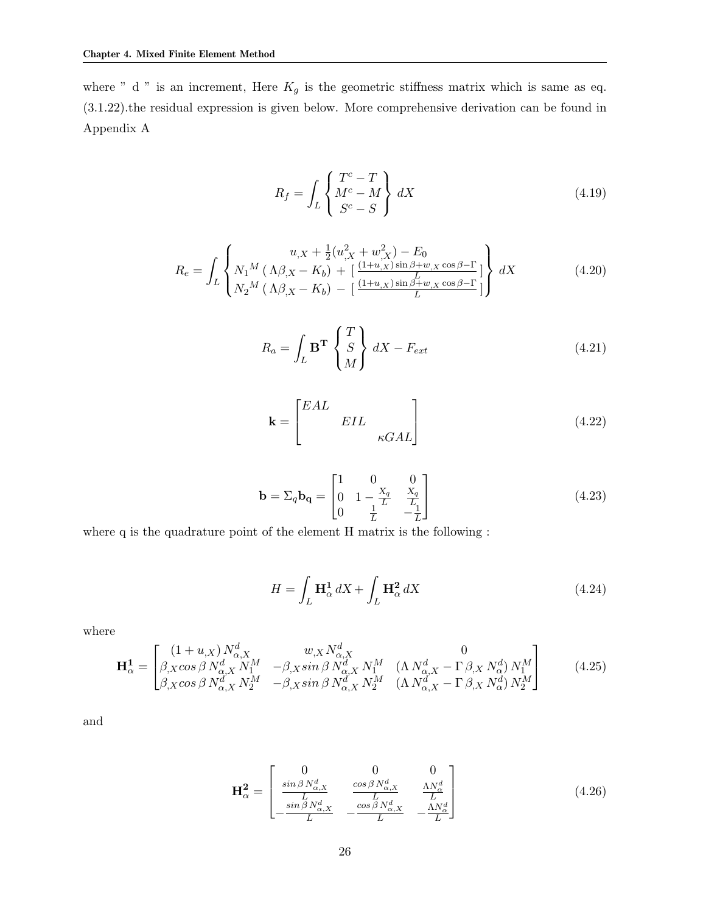where " d " is an increment, Here $K_g$ is the geometric stiffness matrix which is same as eq. (3.1.22).the residual expression is given below. More comprehensive derivation can be found in Appendix A

$$
R_f = \int_L \begin{Bmatrix} T^c - T \\ M^c - M \\ S^c - S \end{Bmatrix} dX \tag{4.19}
$$

$$
R_e = \int_L \begin{Bmatrix} u_{,X} + \frac{1}{2}(u_{,X}^2 + w_{,X}^2) - E_0 \\ {N_1}^M\,(\,\Lambda\beta_{,X} - K_b)\, +\, [\,\frac{(1+u_{,X})\sin\beta + w_{,X}\cos\beta - \Gamma}{L}\,] \\ {N_2}^M\,(\,\Lambda\beta_{,X} - K_b)\, -\, [\,\frac{(1+u_{,X})\sin\beta + w_{,X}\cos\beta - \Gamma}{L}\,] \end{Bmatrix} dX \tag{4.20}
$$

$$
R_a = \int_L \mathbf{B^T} \begin{Bmatrix} T \\ S \\ M \end{Bmatrix} dX - F_{ext} \tag{4.21}
$$

$$
\mathbf{k} = \begin{bmatrix} EAL & & \\ & EIL & \\ & & \kappa GAL \end{bmatrix} \tag{4.22}
$$

$$
\mathbf{b} = \Sigma_q \mathbf{b_q} = \begin{bmatrix} 1 & 0 & 0 \\ 0 & 1 - \frac{X_q}{L} & \frac{X_q}{L} \\ 0 & \frac{1}{L} & -\frac{1}{L} \end{bmatrix} \tag{4.23}
$$

where q is the quadrature point of the element H matrix is the following :

$$
H = \int_L \mathbf{H_\alpha^1}\, dX + \int_L \mathbf{H_\alpha^2}\, dX \tag{4.24}
$$

where

$$
\mathbf{H_\alpha^1} = \begin{bmatrix} (1+u_{,X})\, N_{\alpha,X}^d & w_{,X}\, N_{\alpha,X}^d & 0 \\ \beta_{,X} cos\,\beta\, N_{\alpha,X}^d\, N_1^M & -\beta_{,X} sin\,\beta\, N_{\alpha,X}^d\, N_1^M & (\Lambda\, N_{\alpha,X}^d - \Gamma\, \beta_{,X}\, N_\alpha^d)\, N_1^M \\ \beta_{,X} cos\,\beta\, N_{\alpha,X}^d\, N_2^M & -\beta_{,X} sin\,\beta\, N_{\alpha,X}^d\, N_2^M & (\Lambda\, N_{\alpha,X}^d - \Gamma\, \beta_{,X}\, N_\alpha^d)\, N_2^M \end{bmatrix} \tag{4.25}
$$

and

$$
\mathbf{H_\alpha^2} = \begin{bmatrix} 0 & 0 & 0 \\ \frac{sin\,\beta\, N_{\alpha,X}^d}{L} & \frac{cos\,\beta\, N_{\alpha,X}^d}{L} & \frac{\Lambda N_\alpha^d}{L} \\ -\frac{sin\,\beta\, N_{\alpha,X}^d}{L} & -\frac{cos\,\beta\, N_{\alpha,X}^d}{L} & -\frac{\Lambda N_\alpha^d}{L} \end{bmatrix} \tag{4.26}
$$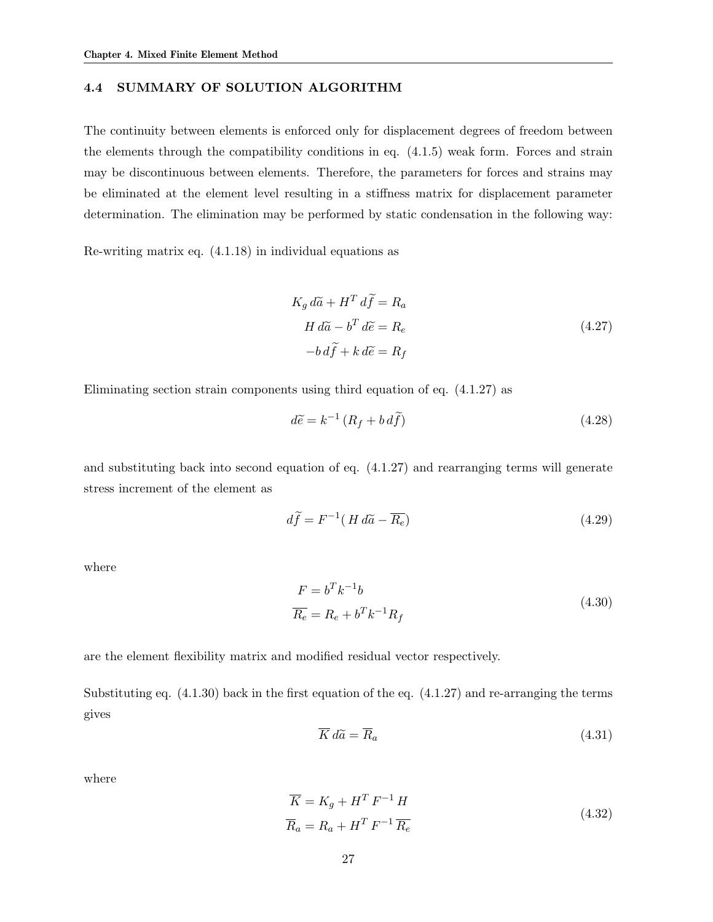## 4.4 SUMMARY OF SOLUTION ALGORITHM

The continuity between elements is enforced only for displacement degrees of freedom between the elements through the compatibility conditions in eq. (4.1.5) weak form. Forces and strain may be discontinuous between elements. Therefore, the parameters for forces and strains may be eliminated at the element level resulting in a stiffness matrix for displacement parameter determination. The elimination may be performed by static condensation in the following way:

Re-writing matrix eq. (4.1.18) in individual equations as

$$
\begin{aligned}
K_g \, d\widetilde{a} + H^T \, d\widetilde{f} &= R_a \\
H \, d\widetilde{a} - b^T \, d\widetilde{e} &= R_e \\
-b \, d\widetilde{f} + k \, d\widetilde{e} &= R_f
\end{aligned}
\tag{4.27}
$$

Eliminating section strain components using third equation of eq. (4.1.27) as

$$
d\widetilde{e} = k^{-1} \, (R_f + b \, d\widetilde{f}) \tag{4.28}
$$

and substituting back into second equation of eq. (4.1.27) and rearranging terms will generate stress increment of the element as

$$
d\widetilde{f} = F^{-1} ( \, H \, d\widetilde{a} - \overline{R_e}) \tag{4.29}
$$

where

$$
\begin{aligned}
F &= b^T k^{-1} b \\
\overline{R_e} &= R_e + b^T k^{-1} R_f
\end{aligned}
\tag{4.30}
$$

are the element flexibility matrix and modified residual vector respectively.

Substituting eq. (4.1.30) back in the first equation of the eq. (4.1.27) and re-arranging the terms gives

$$
\overline{K} \, d\widetilde{a} = \overline{R}_a \tag{4.31}
$$

where

$$
\begin{aligned}
\overline{K} &= K_g + H^T \, F^{-1} \, H \\
\overline{R}_a &= R_a + H^T \, F^{-1} \, \overline{R_e}
\end{aligned}
\tag{4.32}
$$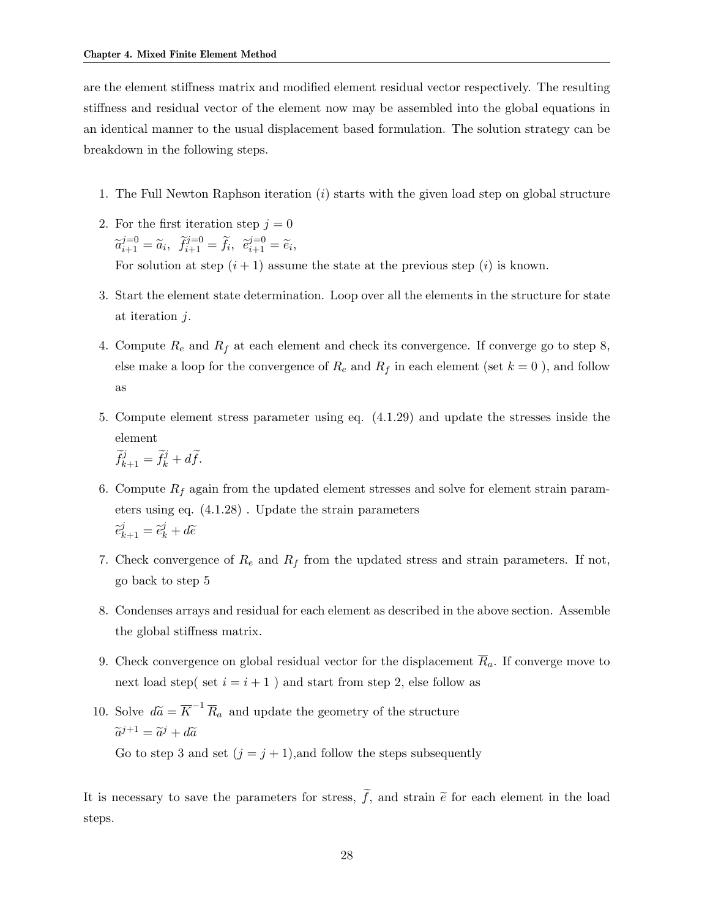are the element stiffness matrix and modified element residual vector respectively. The resulting stiffness and residual vector of the element now may be assembled into the global equations in an identical manner to the usual displacement based formulation. The solution strategy can be breakdown in the following steps.

1. The Full Newton Raphson iteration $(i)$ starts with the given load step on global structure
2. For the first iteration step $j = 0$
   $\widetilde{a}_{i+1}^{j=0} = \widetilde{a}_i,\ \widetilde{f}_{i+1}^{j=0} = \widetilde{f}_i,\ \widetilde{e}_{i+1}^{j=0} = \widetilde{e}_i,$
   For solution at step $(i+1)$ assume the state at the previous step $(i)$ is known.
3. Start the element state determination. Loop over all the elements in the structure for state at iteration $j$.
4. Compute $R_e$ and $R_f$ at each element and check its convergence. If converge go to step 8, else make a loop for the convergence of $R_e$ and $R_f$ in each element (set $k = 0$ ), and follow as
5. Compute element stress parameter using eq. (4.1.29) and update the stresses inside the element
   $\widetilde{f}_{k+1}^j = \widetilde{f}_k^j + d\widetilde{f}.$
6. Compute $R_f$ again from the updated element stresses and solve for element strain parameters using eq. (4.1.28) . Update the strain parameters
   $\widetilde{e}_{k+1}^j = \widetilde{e}_k^j + d\widetilde{e}$
7. Check convergence of $R_e$ and $R_f$ from the updated stress and strain parameters. If not, go back to step 5
8. Condenses arrays and residual for each element as described in the above section. Assemble the global stiffness matrix.
9. Check convergence on global residual vector for the displacement $\overline{R}_a$. If converge move to next load step( set $i = i + 1$ ) and start from step 2, else follow as
10. Solve $d\widetilde{a} = \overline{K}^{-1}\,\overline{R}_a$ and update the geometry of the structure
    $\widetilde{a}^{j+1} = \widetilde{a}^j + d\widetilde{a}$
    Go to step 3 and set $(j = j + 1)$,and follow the steps subsequently

It is necessary to save the parameters for stress, $\widetilde{f}$, and strain $\widetilde{e}$ for each element in the load steps.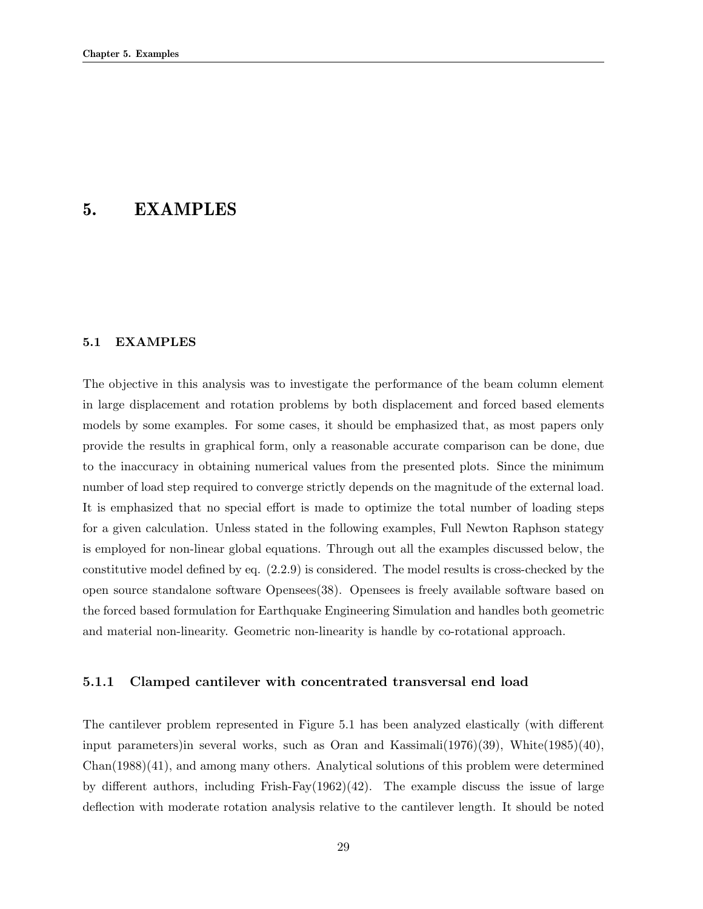# 5. EXAMPLES

### 5.1 EXAMPLES

The objective in this analysis was to investigate the performance of the beam column element in large displacement and rotation problems by both displacement and forced based elements models by some examples. For some cases, it should be emphasized that, as most papers only provide the results in graphical form, only a reasonable accurate comparison can be done, due to the inaccuracy in obtaining numerical values from the presented plots. Since the minimum number of load step required to converge strictly depends on the magnitude of the external load. It is emphasized that no special effort is made to optimize the total number of loading steps for a given calculation. Unless stated in the following examples, Full Newton Raphson stategy is employed for non-linear global equations. Through out all the examples discussed below, the constitutive model defined by eq. (2.2.9) is considered. The model results is cross-checked by the open source standalone software Opensees(38). Opensees is freely available software based on the forced based formulation for Earthquake Engineering Simulation and handles both geometric and material non-linearity. Geometric non-linearity is handle by co-rotational approach.

#### 5.1.1 Clamped cantilever with concentrated transversal end load

The cantilever problem represented in Figure 5.1 has been analyzed elastically (with different input parameters)in several works, such as Oran and Kassimali(1976)(39), White(1985)(40), Chan(1988)(41), and among many others. Analytical solutions of this problem were determined by different authors, including Frish-Fay(1962)(42). The example discuss the issue of large deflection with moderate rotation analysis relative to the cantilever length. It should be noted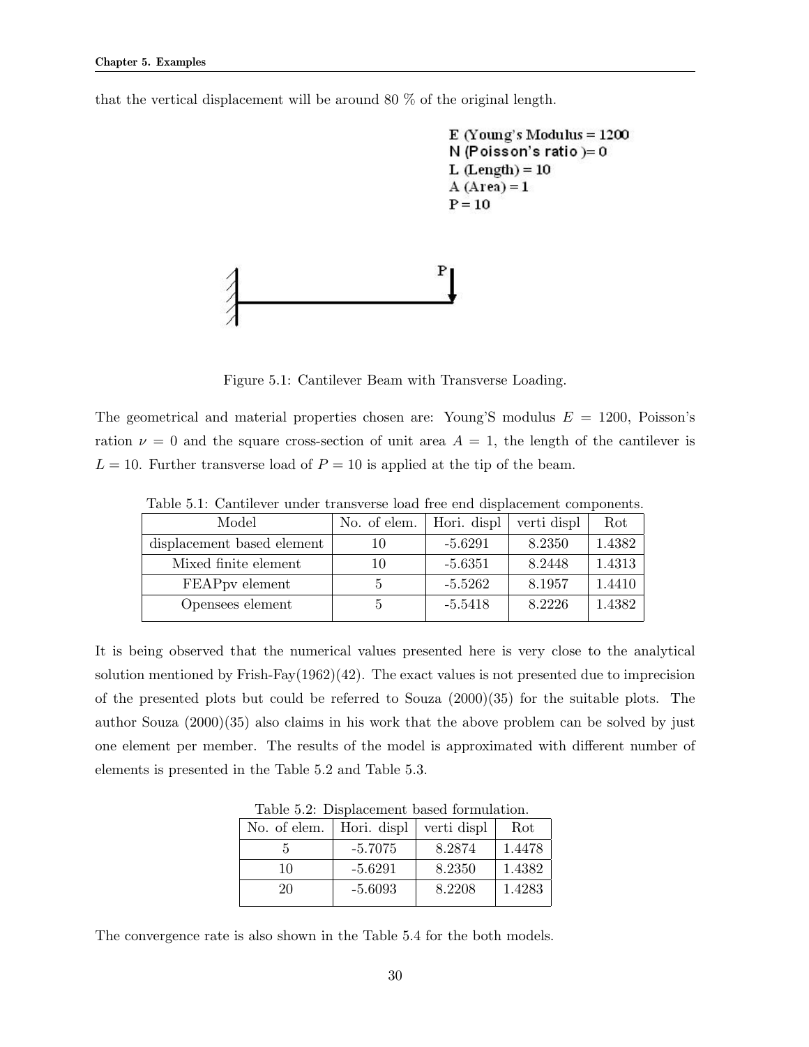that the vertical displacement will be around 80 % of the original length.

E (Young's Modulus = 1200
N (Poisson's ratio )= 0
L (Length) = 10
A (Area) = 1
P = 10

Figure 5.1: Cantilever Beam with Transverse Loading.

The geometrical and material properties chosen are: Young'S modulus $E = 1200$, Poisson's ration $\nu = 0$ and the square cross-section of unit area $A = 1$, the length of the cantilever is $L = 10$. Further transverse load of $P = 10$ is applied at the tip of the beam.

Table 5.1: Cantilever under transverse load free end displacement components.

| Model | No. of elem. | Hori. displ | verti displ | Rot |
|---|---|---|---|---|
| displacement based element | 10 | -5.6291 | 8.2350 | 1.4382 |
| Mixed finite element | 10 | -5.6351 | 8.2448 | 1.4313 |
| FEAPpv element | 5 | -5.5262 | 8.1957 | 1.4410 |
| Opensees element | 5 | -5.5418 | 8.2226 | 1.4382 |

It is being observed that the numerical values presented here is very close to the analytical solution mentioned by Frish-Fay(1962)(42). The exact values is not presented due to imprecision of the presented plots but could be referred to Souza (2000)(35) for the suitable plots. The author Souza (2000)(35) also claims in his work that the above problem can be solved by just one element per member. The results of the model is approximated with different number of elements is presented in the Table 5.2 and Table 5.3.

Table 5.2: Displacement based formulation.

| No. of elem. | Hori. displ | verti displ | Rot |
|---|---|---|---|
| 5 | -5.7075 | 8.2874 | 1.4478 |
| 10 | -5.6291 | 8.2350 | 1.4382 |
| 20 | -5.6093 | 8.2208 | 1.4283 |

The convergence rate is also shown in the Table 5.4 for the both models.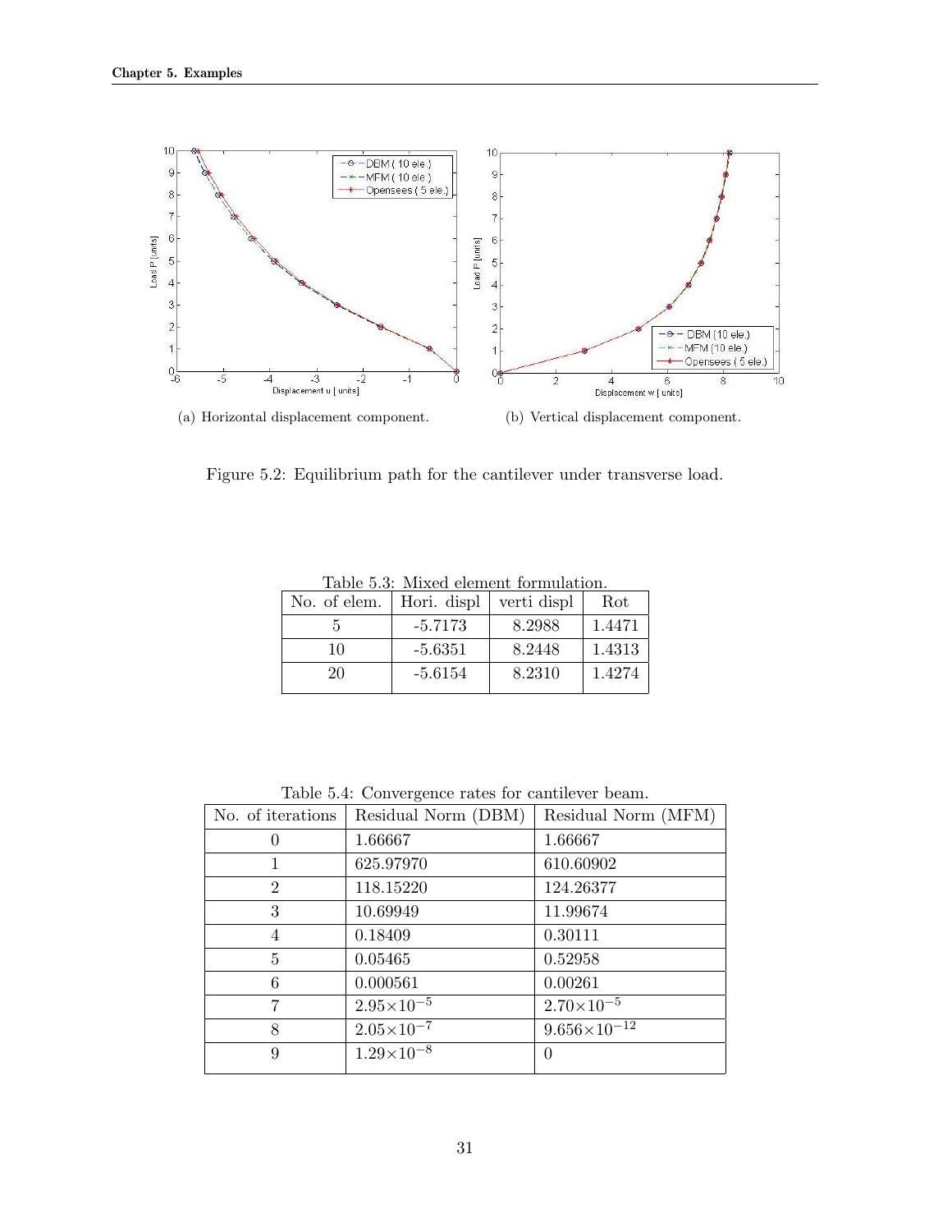(a) Horizontal displacement component.

(b) Vertical displacement component.

Figure 5.2: Equilibrium path for the cantilever under transverse load.

Table 5.3: Mixed element formulation.

| No. of elem. | Hori. displ | verti displ | Rot |
|---|---|---|---|
| 5 | -5.7173 | 8.2988 | 1.4471 |
| 10 | -5.6351 | 8.2448 | 1.4313 |
| 20 | -5.6154 | 8.2310 | 1.4274 |

Table 5.4: Convergence rates for cantilever beam.

| No. of iterations | Residual Norm (DBM) | Residual Norm (MFM) |
|---|---|---|
| 0 | 1.66667 | 1.66667 |
| 1 | 625.97970 | 610.60902 |
| 2 | 118.15220 | 124.26377 |
| 3 | 10.69949 | 11.99674 |
| 4 | 0.18409 | 0.30111 |
| 5 | 0.05465 | 0.52958 |
| 6 | 0.000561 | 0.00261 |
| 7 | $2.95\times10^{-5}$ | $2.70\times10^{-5}$ |
| 8 | $2.05\times10^{-7}$ | $9.656\times10^{-12}$ |
| 9 | $1.29\times10^{-8}$ | 0 |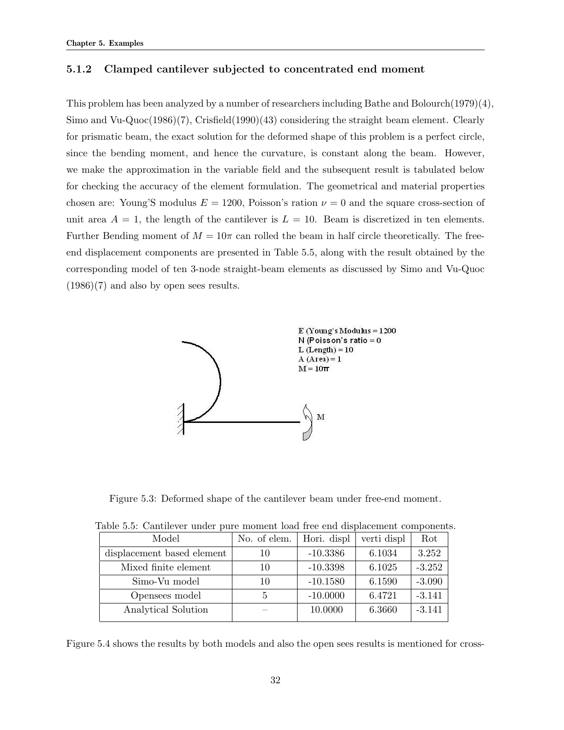### 5.1.2 Clamped cantilever subjected to concentrated end moment

This problem has been analyzed by a number of researchers including Bathe and Bolourch(1979)(4), Simo and Vu-Quoc(1986)(7), Crisfield(1990)(43) considering the straight beam element. Clearly for prismatic beam, the exact solution for the deformed shape of this problem is a perfect circle, since the bending moment, and hence the curvature, is constant along the beam. However, we make the approximation in the variable field and the subsequent result is tabulated below for checking the accuracy of the element formulation. The geometrical and material properties chosen are: Young'S modulus $E = 1200$, Poisson's ration $\nu = 0$ and the square cross-section of unit area $A = 1$, the length of the cantilever is $L = 10$. Beam is discretized in ten elements. Further Bending moment of $M = 10\pi$ can rolled the beam in half circle theoretically. The free-end displacement components are presented in Table 5.5, along with the result obtained by the corresponding model of ten 3-node straight-beam elements as discussed by Simo and Vu-Quoc (1986)(7) and also by open sees results.

E (Young's Modulus = 1200
N (Poisson's ratio = 0
L (Length) = 10
A (Area) = 1
M = 10π

Figure 5.3: Deformed shape of the cantilever beam under free-end moment.

Table 5.5: Cantilever under pure moment load free end displacement components.

| Model | No. of elem. | Hori. displ | verti displ | Rot |
|---|---|---|---|---|
| displacement based element | 10 | -10.3386 | 6.1034 | 3.252 |
| Mixed finite element | 10 | -10.3398 | 6.1025 | -3.252 |
| Simo-Vu model | 10 | -10.1580 | 6.1590 | -3.090 |
| Opensees model | 5 | -10.0000 | 6.4721 | -3.141 |
| Analytical Solution | – | 10.0000 | 6.3660 | -3.141 |

Figure 5.4 shows the results by both models and also the open sees results is mentioned for cross-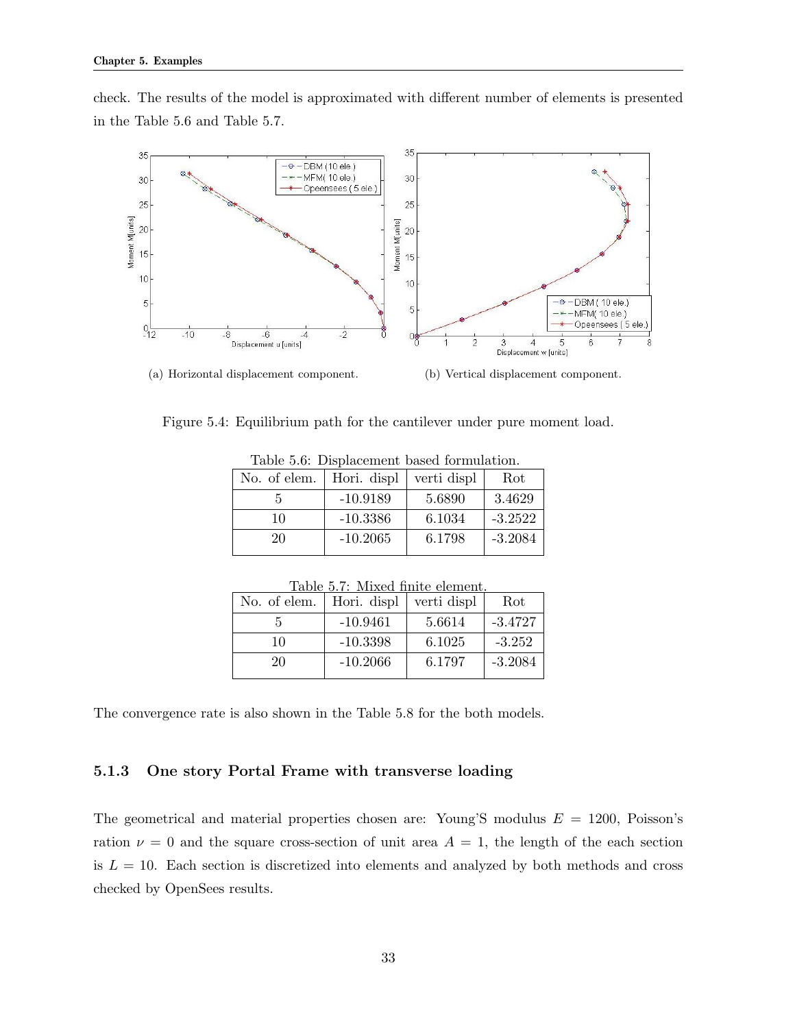check. The results of the model is approximated with different number of elements is presented in the Table 5.6 and Table 5.7.

(a) Horizontal displacement component.

(b) Vertical displacement component.

Figure 5.4: Equilibrium path for the cantilever under pure moment load.

Table 5.6: Displacement based formulation.

| No. of elem. | Hori. displ | verti displ | Rot |
|---|---|---|---|
| 5 | -10.9189 | 5.6890 | 3.4629 |
| 10 | -10.3386 | 6.1034 | -3.2522 |
| 20 | -10.2065 | 6.1798 | -3.2084 |

Table 5.7: Mixed finite element.

| No. of elem. | Hori. displ | verti displ | Rot |
|---|---|---|---|
| 5 | -10.9461 | 5.6614 | -3.4727 |
| 10 | -10.3398 | 6.1025 | -3.252 |
| 20 | -10.2066 | 6.1797 | -3.2084 |

The convergence rate is also shown in the Table 5.8 for the both models.

### 5.1.3 One story Portal Frame with transverse loading

The geometrical and material properties chosen are: Young'S modulus $E = 1200$, Poisson's ration $\nu = 0$ and the square cross-section of unit area $A = 1$, the length of the each section is $L = 10$. Each section is discretized into elements and analyzed by both methods and cross checked by OpenSees results.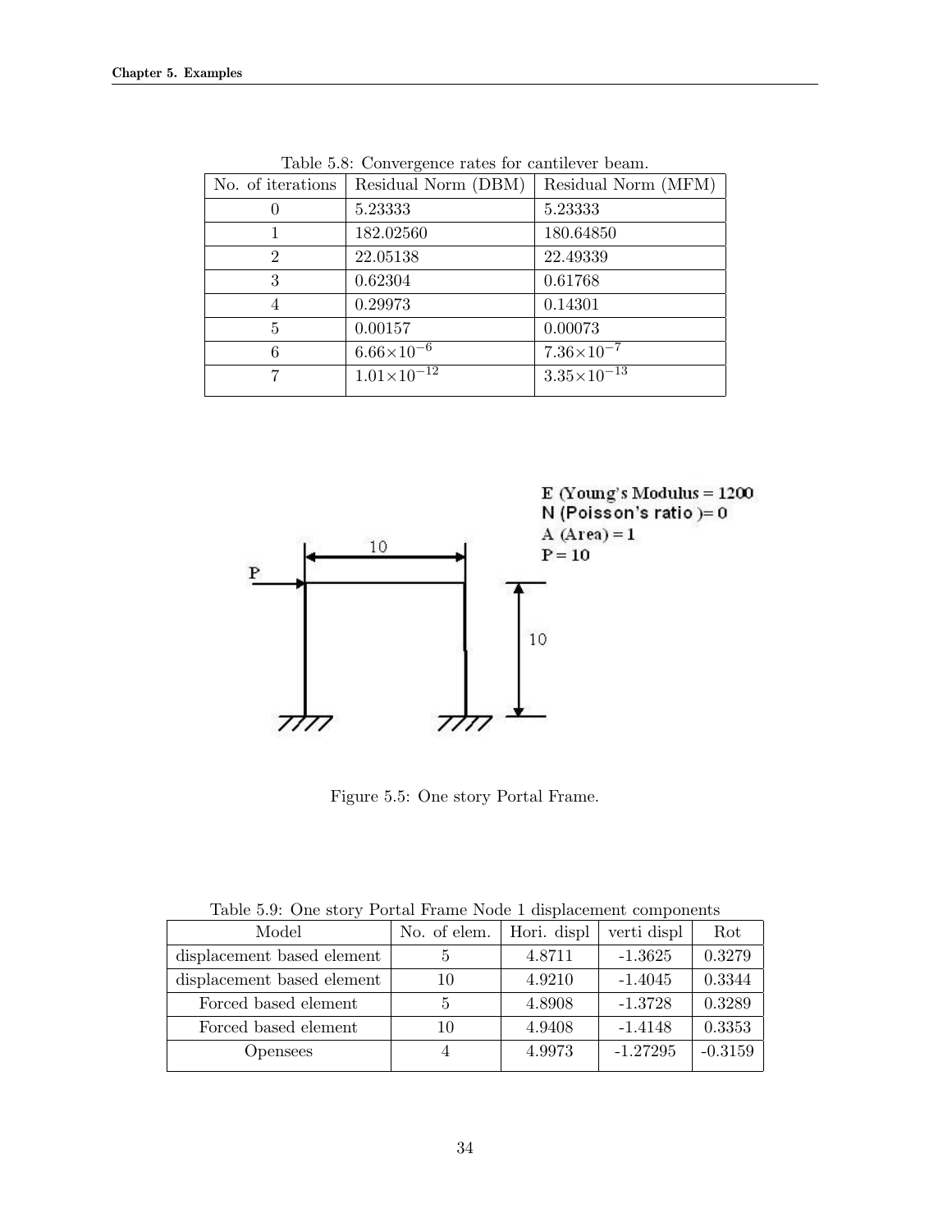Table 5.8: Convergence rates for cantilever beam.

| No. of iterations | Residual Norm (DBM) | Residual Norm (MFM) |
|---|---|---|
| 0 | 5.23333 | 5.23333 |
| 1 | 182.02560 | 180.64850 |
| 2 | 22.05138 | 22.49339 |
| 3 | 0.62304 | 0.61768 |
| 4 | 0.29973 | 0.14301 |
| 5 | 0.00157 | 0.00073 |
| 6 | $6.66\times10^{-6}$ | $7.36\times10^{-7}$ |
| 7 | $1.01\times10^{-12}$ | $3.35\times10^{-13}$ |

E (Young's Modulus = 1200
N (Poisson's ratio )= 0
A (Area) = 1
P = 10

Figure 5.5: One story Portal Frame.

Table 5.9: One story Portal Frame Node 1 displacement components

| Model | No. of elem. | Hori. displ | verti displ | Rot |
|---|---|---|---|---|
| displacement based element | 5 | 4.8711 | -1.3625 | 0.3279 |
| displacement based element | 10 | 4.9210 | -1.4045 | 0.3344 |
| Forced based element | 5 | 4.8908 | -1.3728 | 0.3289 |
| Forced based element | 10 | 4.9408 | -1.4148 | 0.3353 |
| Opensees | 4 | 4.9973 | -1.27295 | -0.3159 |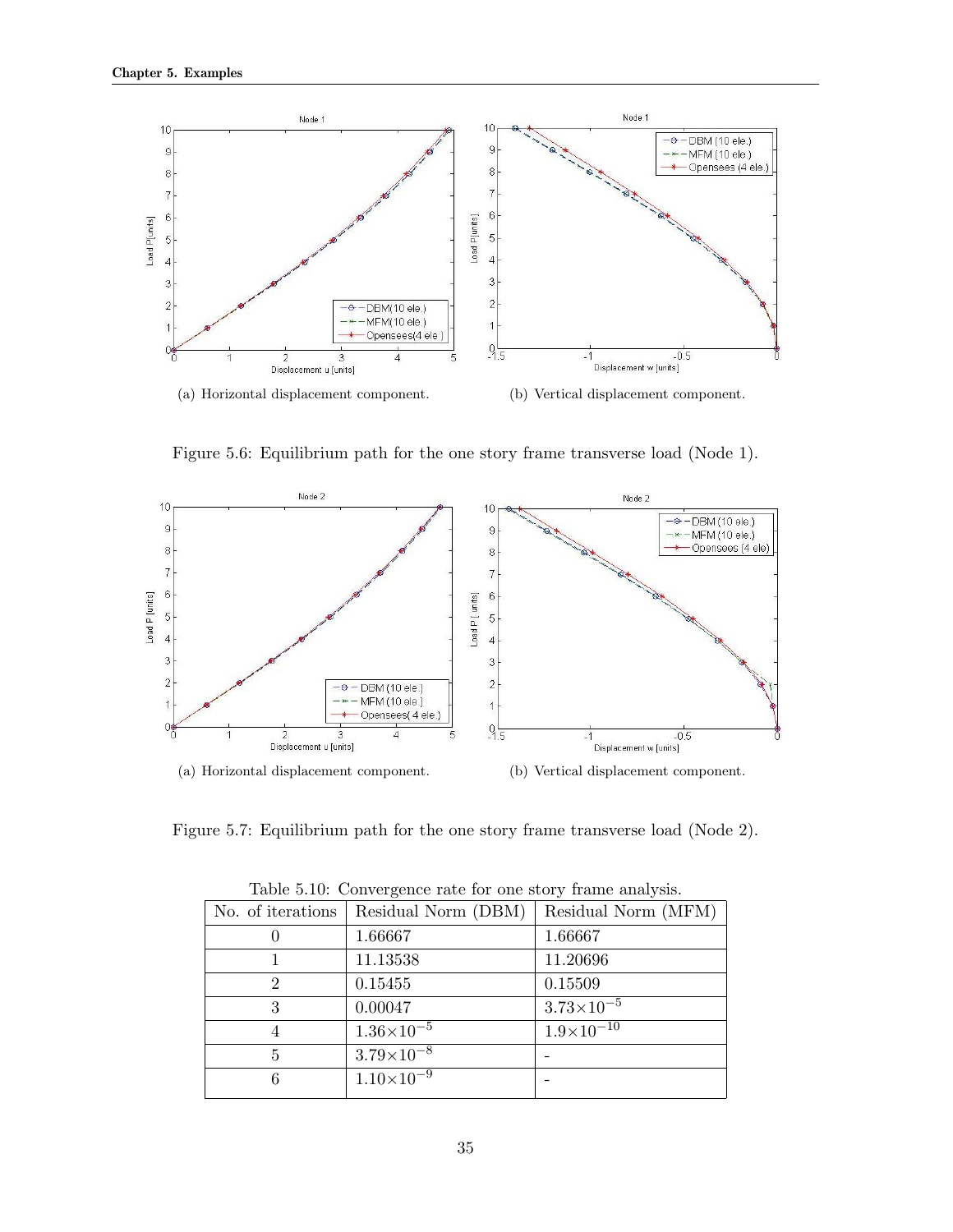(a) Horizontal displacement component.

(b) Vertical displacement component.

Figure 5.6: Equilibrium path for the one story frame transverse load (Node 1).

(a) Horizontal displacement component.

(b) Vertical displacement component.

Figure 5.7: Equilibrium path for the one story frame transverse load (Node 2).

Table 5.10: Convergence rate for one story frame analysis.

| No. of iterations | Residual Norm (DBM) | Residual Norm (MFM) |
|---|---|---|
| 0 | 1.66667 | 1.66667 |
| 1 | 11.13538 | 11.20696 |
| 2 | 0.15455 | 0.15509 |
| 3 | 0.00047 | $3.73\times10^{-5}$ |
| 4 | $1.36\times10^{-5}$ | $1.9\times10^{-10}$ |
| 5 | $3.79\times10^{-8}$ | - |
| 6 | $1.10\times10^{-9}$ | - |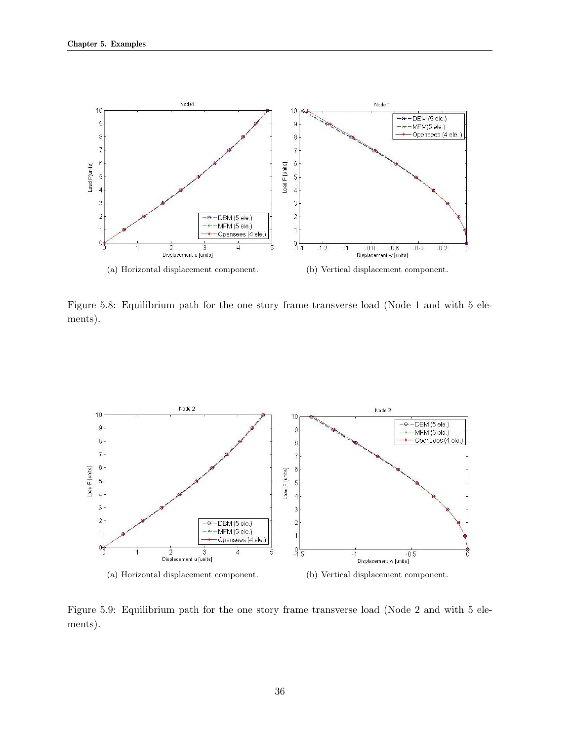(a) Horizontal displacement component.

(b) Vertical displacement component.

Figure 5.8: Equilibrium path for the one story frame transverse load (Node 1 and with 5 elements).

(a) Horizontal displacement component.

(b) Vertical displacement component.

Figure 5.9: Equilibrium path for the one story frame transverse load (Node 2 and with 5 elements).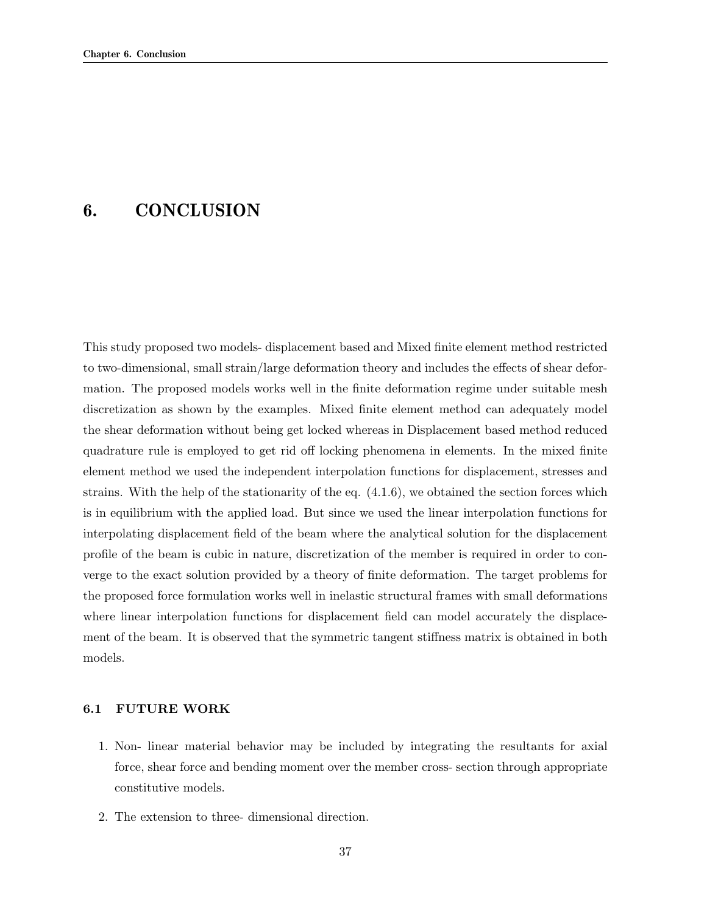# 6. CONCLUSION

This study proposed two models- displacement based and Mixed finite element method restricted to two-dimensional, small strain/large deformation theory and includes the effects of shear deformation. The proposed models works well in the finite deformation regime under suitable mesh discretization as shown by the examples. Mixed finite element method can adequately model the shear deformation without being get locked whereas in Displacement based method reduced quadrature rule is employed to get rid off locking phenomena in elements. In the mixed finite element method we used the independent interpolation functions for displacement, stresses and strains. With the help of the stationarity of the eq. (4.1.6), we obtained the section forces which is in equilibrium with the applied load. But since we used the linear interpolation functions for interpolating displacement field of the beam where the analytical solution for the displacement profile of the beam is cubic in nature, discretization of the member is required in order to converge to the exact solution provided by a theory of finite deformation. The target problems for the proposed force formulation works well in inelastic structural frames with small deformations where linear interpolation functions for displacement field can model accurately the displacement of the beam. It is observed that the symmetric tangent stiffness matrix is obtained in both models.

## 6.1 FUTURE WORK

1. Non- linear material behavior may be included by integrating the resultants for axial force, shear force and bending moment over the member cross- section through appropriate constitutive models.
2. The extension to three- dimensional direction.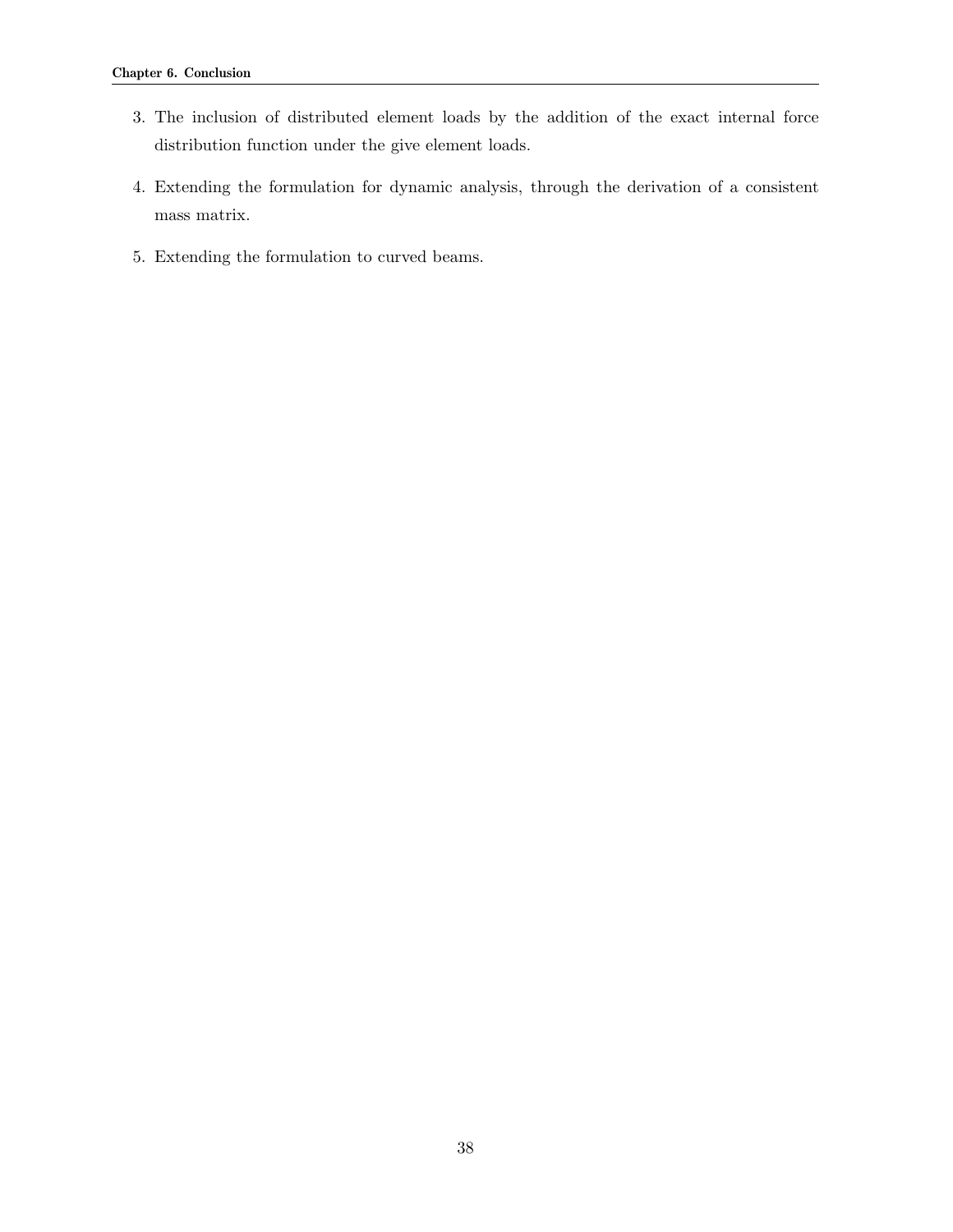3. The inclusion of distributed element loads by the addition of the exact internal force distribution function under the give element loads.

4. Extending the formulation for dynamic analysis, through the derivation of a consistent mass matrix.

5. Extending the formulation to curved beams.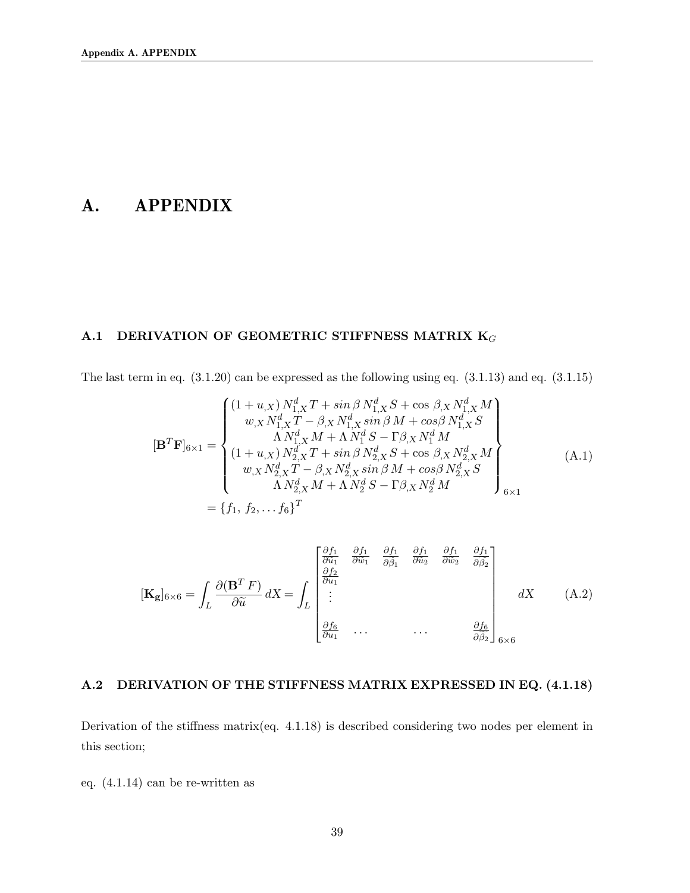# A. APPENDIX

### A.1 DERIVATION OF GEOMETRIC STIFFNESS MATRIX $\mathbf{K}_G$

The last term in eq. (3.1.20) can be expressed as the following using eq. (3.1.13) and eq. (3.1.15)

$$
\begin{aligned}
[\mathbf{B}^T\mathbf{F}]_{6\times 1} &= \left\{ \begin{array}{c} (1+u_{,X})\,N^d_{1,X}\,T + sin\,\beta\,N^d_{1,X}\,S + \cos\,\beta_{,X}\,N^d_{1,X}\,M \\ w_{,X}\,N^d_{1,X}\,T - \beta_{,X}\,N^d_{1,X}\,sin\,\beta\,M + cos\beta\,N^d_{1,X}\,S \\ \Lambda\,N^d_{1,X}\,M + \Lambda\,N^d_1\,S - \Gamma\beta_{,X}\,N^d_1\,M \\ (1+u_{,X})\,N^d_{2,X}\,T + sin\,\beta\,N^d_{2,X}\,S + \cos\,\beta_{,X}\,N^d_{2,X}\,M \\ w_{,X}\,N^d_{2,X}\,T - \beta_{,X}\,N^d_{2,X}\,sin\,\beta\,M + cos\beta\,N^d_{2,X}\,S \\ \Lambda\,N^d_{2,X}\,M + \Lambda\,N^d_2\,S - \Gamma\beta_{,X}\,N^d_2\,M \end{array} \right\}_{6\times 1} \\
&= \{f_1,\, f_2, \dots f_6\}^T
\end{aligned}
\tag{A.1}
$$

$$
[\mathbf{K_g}]_{6\times 6} = \int_L \frac{\partial(\mathbf{B}^T F)}{\partial \widetilde{u}}\,dX = \int_L \begin{bmatrix} \frac{\partial f_1}{\partial \widetilde{u}_1} & \frac{\partial f_1}{\partial \widetilde{w}_1} & \frac{\partial f_1}{\partial \widetilde{\beta}_1} & \frac{\partial f_1}{\partial \widetilde{u}_2} & \frac{\partial f_1}{\partial \widetilde{w}_2} & \frac{\partial f_1}{\partial \widetilde{\beta}_2} \\ \frac{\partial f_2}{\partial u_1} & & & & & \\ \vdots & & & & & \\ \frac{\partial f_6}{\partial u_1} & \dots & & \dots & & \frac{\partial f_6}{\partial \beta_2} \end{bmatrix}_{6\times 6} dX
\tag{A.2}
$$

### A.2 DERIVATION OF THE STIFFNESS MATRIX EXPRESSED IN EQ. (4.1.18)

Derivation of the stiffness matrix(eq. 4.1.18) is described considering two nodes per element in this section;

eq. (4.1.14) can be re-written as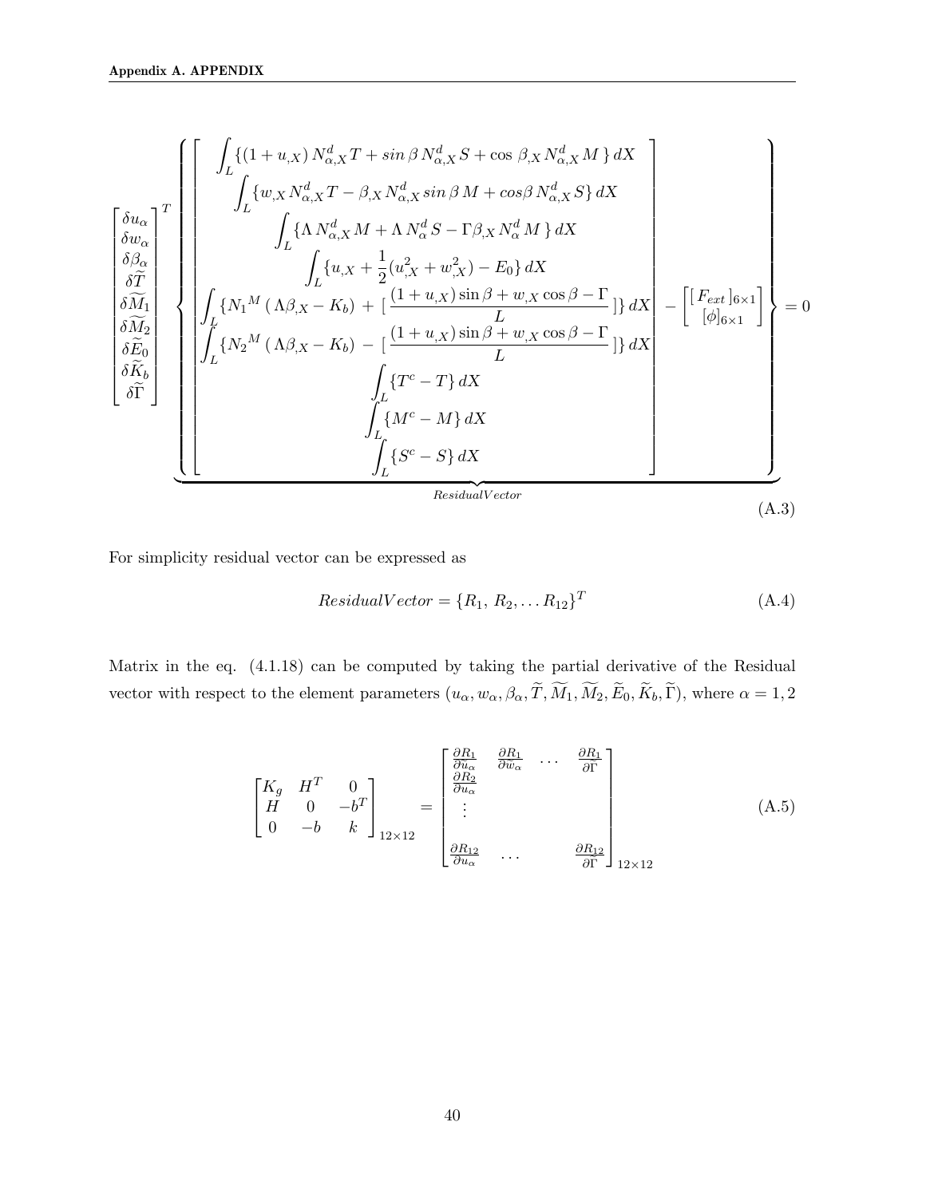$$
\begin{bmatrix} \delta u_\alpha \\ \delta w_\alpha \\ \delta \beta_\alpha \\ \delta \widetilde{T} \\ \delta \widetilde{M}_1 \\ \delta \widetilde{M}_2 \\ \delta \widetilde{E}_0 \\ \delta \widetilde{K}_b \\ \delta \widetilde{\Gamma} \end{bmatrix}^T
\underbrace{\left\{ \begin{bmatrix}
\int_L \{(1+u_{,X})\, N^d_{\alpha,X} T + sin\,\beta\, N^d_{\alpha,X} S + \cos\,\beta_{,X} N^d_{\alpha,X} M\,\}\, dX \\
\int_L \{w_{,X} N^d_{\alpha,X} T - \beta_{,X} N^d_{\alpha,X}\, sin\,\beta\, M + cos\beta\, N^d_{\alpha,X} S\}\, dX \\
\int_L \{\Lambda\, N^d_{\alpha,X} M + \Lambda\, N^d_{\alpha} S - \Gamma \beta_{,X} N^d_{\alpha} M\,\}\, dX \\
\int_L \{u_{,X} + \frac{1}{2}(u^2_{,X} + w^2_{,X}) - E_0\}\, dX \\
\int_L \{N_1{}^M\,(\,\Lambda \beta_{,X} - K_b)\, +\, [\,\frac{(1+u_{,X})\sin\beta + w_{,X}\cos\beta - \Gamma}{L}\,]\}\, dX \\
\int_L \{N_2{}^M\,(\,\Lambda \beta_{,X} - K_b)\, -\, [\,\frac{(1+u_{,X})\sin\beta + w_{,X}\cos\beta - \Gamma}{L}\,]\}\, dX \\
\int_L \{T^c - T\}\, dX \\
\int_L \{M^c - M\}\, dX \\
\int_L \{S^c - S\}\, dX
\end{bmatrix} - \begin{bmatrix} [\,F_{ext}\,]_{6\times 1} \\ [\phi]_{6\times 1} \end{bmatrix} \right\}}_{ResidualVector} = 0
\tag{A.3}
$$

For simplicity residual vector can be expressed as

$$
ResidualVector = \{R_1,\, R_2, \ldots R_{12}\}^T \tag{A.4}
$$

Matrix in the eq. (4.1.18) can be computed by taking the partial derivative of the Residual vector with respect to the element parameters $(u_\alpha, w_\alpha, \beta_\alpha, \widetilde{T}, \widetilde{M}_1, \widetilde{M}_2, \widetilde{E}_0, \widetilde{K}_b, \widetilde{\Gamma})$, where $\alpha = 1, 2$

$$
\begin{bmatrix} K_g & H^T & 0 \\ H & 0 & -b^T \\ 0 & -b & k \end{bmatrix}_{12\times 12} = \begin{bmatrix} \frac{\partial R_1}{\partial u_\alpha} & \frac{\partial R_1}{\partial w_\alpha} & \cdots & \frac{\partial R_1}{\partial \widetilde{\Gamma}} \\ \frac{\partial R_2}{\partial u_\alpha} & & & \\ \vdots & & & \\ \frac{\partial R_{12}}{\partial u_\alpha} & \cdots & & \frac{\partial R_{12}}{\partial \widetilde{\Gamma}} \end{bmatrix}_{12\times 12} \tag{A.5}
$$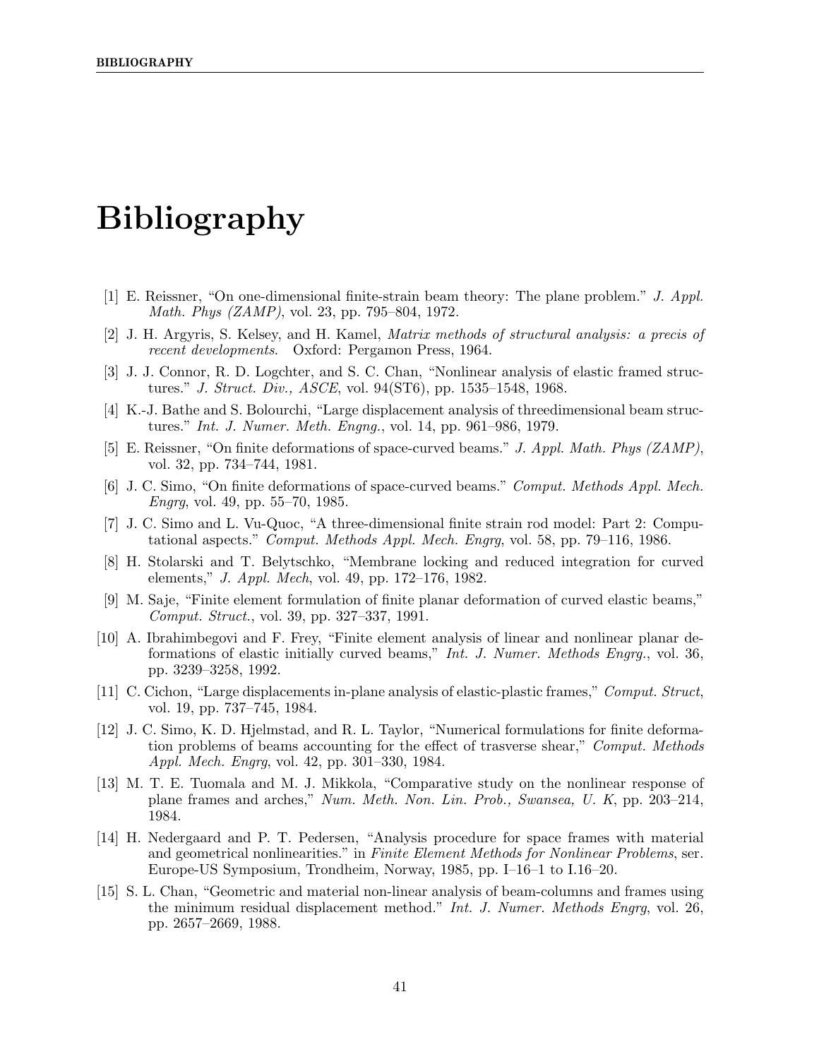# Bibliography

[1] E. Reissner, "On one-dimensional finite-strain beam theory: The plane problem." *J. Appl. Math. Phys (ZAMP)*, vol. 23, pp. 795–804, 1972.

[2] J. H. Argyris, S. Kelsey, and H. Kamel, *Matrix methods of structural analysis: a precis of recent developments*. Oxford: Pergamon Press, 1964.

[3] J. J. Connor, R. D. Logchter, and S. C. Chan, "Nonlinear analysis of elastic framed structures." *J. Struct. Div., ASCE*, vol. 94(ST6), pp. 1535–1548, 1968.

[4] K.-J. Bathe and S. Bolourchi, "Large displacement analysis of threedimensional beam structures." *Int. J. Numer. Meth. Engng.*, vol. 14, pp. 961–986, 1979.

[5] E. Reissner, "On finite deformations of space-curved beams." *J. Appl. Math. Phys (ZAMP)*, vol. 32, pp. 734–744, 1981.

[6] J. C. Simo, "On finite deformations of space-curved beams." *Comput. Methods Appl. Mech. Engrg*, vol. 49, pp. 55–70, 1985.

[7] J. C. Simo and L. Vu-Quoc, "A three-dimensional finite strain rod model: Part 2: Computational aspects." *Comput. Methods Appl. Mech. Engrg*, vol. 58, pp. 79–116, 1986.

[8] H. Stolarski and T. Belytschko, "Membrane locking and reduced integration for curved elements," *J. Appl. Mech*, vol. 49, pp. 172–176, 1982.

[9] M. Saje, "Finite element formulation of finite planar deformation of curved elastic beams," *Comput. Struct.*, vol. 39, pp. 327–337, 1991.

[10] A. Ibrahimbegovi and F. Frey, "Finite element analysis of linear and nonlinear planar deformations of elastic initially curved beams," *Int. J. Numer. Methods Engrg.*, vol. 36, pp. 3239–3258, 1992.

[11] C. Cichon, "Large displacements in-plane analysis of elastic-plastic frames," *Comput. Struct*, vol. 19, pp. 737–745, 1984.

[12] J. C. Simo, K. D. Hjelmstad, and R. L. Taylor, "Numerical formulations for finite deformation problems of beams accounting for the effect of trasverse shear," *Comput. Methods Appl. Mech. Engrg*, vol. 42, pp. 301–330, 1984.

[13] M. T. E. Tuomala and M. J. Mikkola, "Comparative study on the nonlinear response of plane frames and arches," *Num. Meth. Non. Lin. Prob., Swansea, U. K*, pp. 203–214, 1984.

[14] H. Nedergaard and P. T. Pedersen, "Analysis procedure for space frames with material and geometrical nonlinearities." in *Finite Element Methods for Nonlinear Problems*, ser. Europe-US Symposium, Trondheim, Norway, 1985, pp. I–16–1 to I.16–20.

[15] S. L. Chan, "Geometric and material non-linear analysis of beam-columns and frames using the minimum residual displacement method." *Int. J. Numer. Methods Engrg*, vol. 26, pp. 2657–2669, 1988.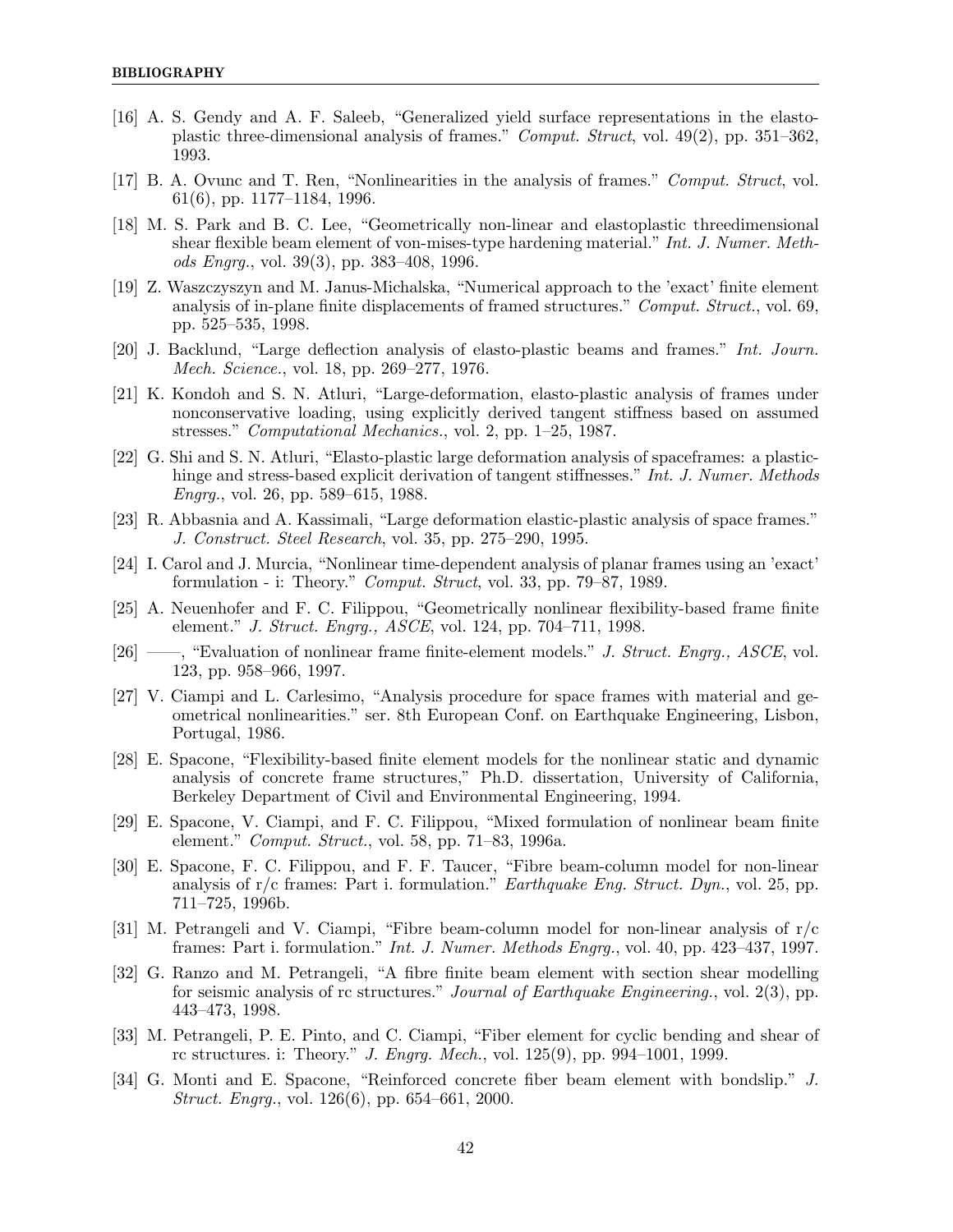[16] A. S. Gendy and A. F. Saleeb, "Generalized yield surface representations in the elasto-plastic three-dimensional analysis of frames." *Comput. Struct*, vol. 49(2), pp. 351–362, 1993.

[17] B. A. Ovunc and T. Ren, "Nonlinearities in the analysis of frames." *Comput. Struct*, vol. 61(6), pp. 1177–1184, 1996.

[18] M. S. Park and B. C. Lee, "Geometrically non-linear and elastoplastic threedimensional shear flexible beam element of von-mises-type hardening material." *Int. J. Numer. Methods Engrg.*, vol. 39(3), pp. 383–408, 1996.

[19] Z. Waszczyszyn and M. Janus-Michalska, "Numerical approach to the 'exact' finite element analysis of in-plane finite displacements of framed structures." *Comput. Struct.*, vol. 69, pp. 525–535, 1998.

[20] J. Backlund, "Large deflection analysis of elasto-plastic beams and frames." *Int. Journ. Mech. Science.*, vol. 18, pp. 269–277, 1976.

[21] K. Kondoh and S. N. Atluri, "Large-deformation, elasto-plastic analysis of frames under nonconservative loading, using explicitly derived tangent stiffness based on assumed stresses." *Computational Mechanics.*, vol. 2, pp. 1–25, 1987.

[22] G. Shi and S. N. Atluri, "Elasto-plastic large deformation analysis of spaceframes: a plastic-hinge and stress-based explicit derivation of tangent stiffnesses." *Int. J. Numer. Methods Engrg.*, vol. 26, pp. 589–615, 1988.

[23] R. Abbasnia and A. Kassimali, "Large deformation elastic-plastic analysis of space frames." *J. Construct. Steel Research*, vol. 35, pp. 275–290, 1995.

[24] I. Carol and J. Murcia, "Nonlinear time-dependent analysis of planar frames using an 'exact' formulation - i: Theory." *Comput. Struct*, vol. 33, pp. 79–87, 1989.

[25] A. Neuenhofer and F. C. Filippou, "Geometrically nonlinear flexibility-based frame finite element." *J. Struct. Engrg., ASCE*, vol. 124, pp. 704–711, 1998.

[26] ——, "Evaluation of nonlinear frame finite-element models." *J. Struct. Engrg., ASCE*, vol. 123, pp. 958–966, 1997.

[27] V. Ciampi and L. Carlesimo, "Analysis procedure for space frames with material and geometrical nonlinearities." ser. 8th European Conf. on Earthquake Engineering, Lisbon, Portugal, 1986.

[28] E. Spacone, "Flexibility-based finite element models for the nonlinear static and dynamic analysis of concrete frame structures," Ph.D. dissertation, University of California, Berkeley Department of Civil and Environmental Engineering, 1994.

[29] E. Spacone, V. Ciampi, and F. C. Filippou, "Mixed formulation of nonlinear beam finite element." *Comput. Struct.*, vol. 58, pp. 71–83, 1996a.

[30] E. Spacone, F. C. Filippou, and F. F. Taucer, "Fibre beam-column model for non-linear analysis of r/c frames: Part i. formulation." *Earthquake Eng. Struct. Dyn.*, vol. 25, pp. 711–725, 1996b.

[31] M. Petrangeli and V. Ciampi, "Fibre beam-column model for non-linear analysis of r/c frames: Part i. formulation." *Int. J. Numer. Methods Engrg.*, vol. 40, pp. 423–437, 1997.

[32] G. Ranzo and M. Petrangeli, "A fibre finite beam element with section shear modelling for seismic analysis of rc structures." *Journal of Earthquake Engineering.*, vol. 2(3), pp. 443–473, 1998.

[33] M. Petrangeli, P. E. Pinto, and C. Ciampi, "Fiber element for cyclic bending and shear of rc structures. i: Theory." *J. Engrg. Mech.*, vol. 125(9), pp. 994–1001, 1999.

[34] G. Monti and E. Spacone, "Reinforced concrete fiber beam element with bondslip." *J. Struct. Engrg.*, vol. 126(6), pp. 654–661, 2000.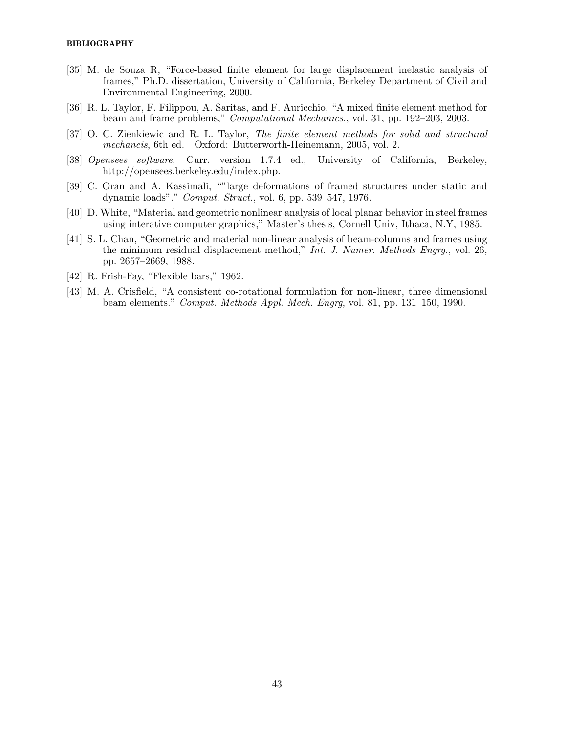[35] M. de Souza R, "Force-based finite element for large displacement inelastic analysis of frames," Ph.D. dissertation, University of California, Berkeley Department of Civil and Environmental Engineering, 2000.

[36] R. L. Taylor, F. Filippou, A. Saritas, and F. Auricchio, "A mixed finite element method for beam and frame problems," *Computational Mechanics.*, vol. 31, pp. 192–203, 2003.

[37] O. C. Zienkiewic and R. L. Taylor, *The finite element methods for solid and structural mechancis*, 6th ed. Oxford: Butterworth-Heinemann, 2005, vol. 2.

[38] *Opensees software*, Curr. version 1.7.4 ed., University of California, Berkeley, http://opensees.berkeley.edu/index.php.

[39] C. Oran and A. Kassimali, ""large deformations of framed structures under static and dynamic loads"." *Comput. Struct.*, vol. 6, pp. 539–547, 1976.

[40] D. White, "Material and geometric nonlinear analysis of local planar behavior in steel frames using interative computer graphics," Master's thesis, Cornell Univ, Ithaca, N.Y, 1985.

[41] S. L. Chan, "Geometric and material non-linear analysis of beam-columns and frames using the minimum residual displacement method," *Int. J. Numer. Methods Engrg.*, vol. 26, pp. 2657–2669, 1988.

[42] R. Frish-Fay, "Flexible bars," 1962.

[43] M. A. Crisfield, "A consistent co-rotational formulation for non-linear, three dimensional beam elements." *Comput. Methods Appl. Mech. Engrg*, vol. 81, pp. 131–150, 1990.